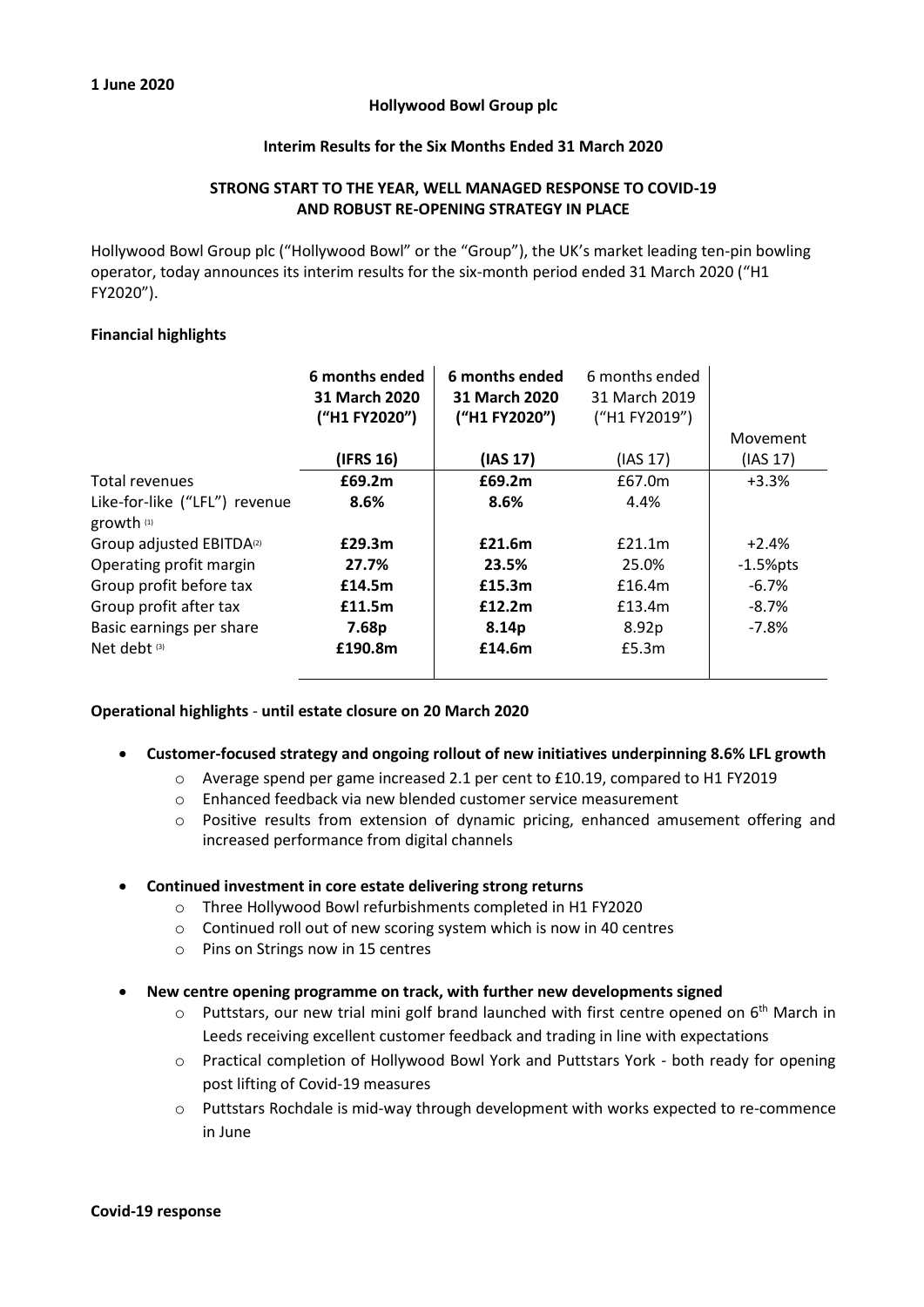**1 June 2020**

**Hollywood Bowl Group plc**

**Interim Results for the Six Months Ended 31 March 2020**

**STRONG START TO THE YEAR, WELL MANAGED RESPONSE TO COVID-19 AND ROBUST RE-OPENING STRATEGY IN PLACE**

Hollywood Bowl Group plc ("Hollywood Bowl" or the "Group"), the UK's market leading ten-pin bowling operator, today announces its interim results for the six-month period ended 31 March 2020 ("H1 FY2020").

**Financial highlights**

| | 6 months ended 31 March 2020 ("H1 FY2020") | 6 months ended 31 March 2020 ("H1 FY2020") | 6 months ended 31 March 2019 ("H1 FY2019") | Movement |
|---|---|---|---|---|
| | (IFRS 16) | (IAS 17) | (IAS 17) | (IAS 17) |
| Total revenues | £69.2m | £69.2m | £67.0m | +3.3% |
| Like-for-like ("LFL") revenue growth (1) | 8.6% | 8.6% | 4.4% | |
| Group adjusted EBITDA(2) | £29.3m | £21.6m | £21.1m | +2.4% |
| Operating profit margin | 27.7% | 23.5% | 25.0% | -1.5%pts |
| Group profit before tax | £14.5m | £15.3m | £16.4m | -6.7% |
| Group profit after tax | £11.5m | £12.2m | £13.4m | -8.7% |
| Basic earnings per share | 7.68p | 8.14p | 8.92p | -7.8% |
| Net debt (3) | £190.8m | £14.6m | £5.3m | |

**Operational highlights - until estate closure on 20 March 2020**

- **Customer-focused strategy and ongoing rollout of new initiatives underpinning 8.6% LFL growth**
  - Average spend per game increased 2.1 per cent to £10.19, compared to H1 FY2019
  - Enhanced feedback via new blended customer service measurement
  - Positive results from extension of dynamic pricing, enhanced amusement offering and increased performance from digital channels
- **Continued investment in core estate delivering strong returns**
  - Three Hollywood Bowl refurbishments completed in H1 FY2020
  - Continued roll out of new scoring system which is now in 40 centres
  - Pins on Strings now in 15 centres
- **New centre opening programme on track, with further new developments signed**
  - Puttstars, our new trial mini golf brand launched with first centre opened on 6th March in Leeds receiving excellent customer feedback and trading in line with expectations
  - Practical completion of Hollywood Bowl York and Puttstars York - both ready for opening post lifting of Covid-19 measures
  - Puttstars Rochdale is mid-way through development with works expected to re-commence in June

**Covid-19 response**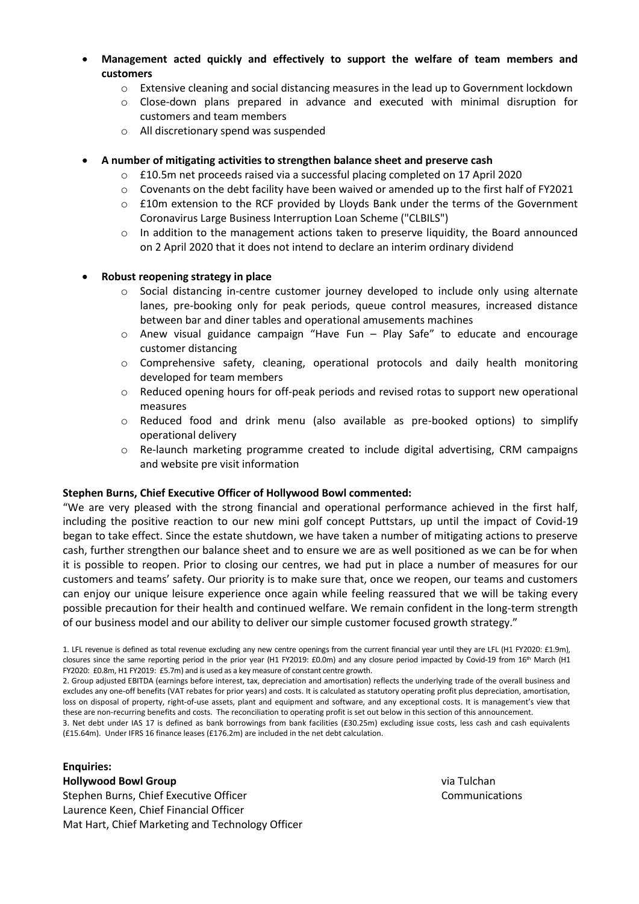- **Management acted quickly and effectively to support the welfare of team members and customers**
  - Extensive cleaning and social distancing measures in the lead up to Government lockdown
  - Close-down plans prepared in advance and executed with minimal disruption for customers and team members
  - All discretionary spend was suspended

- **A number of mitigating activities to strengthen balance sheet and preserve cash**
  - £10.5m net proceeds raised via a successful placing completed on 17 April 2020
  - Covenants on the debt facility have been waived or amended up to the first half of FY2021
  - £10m extension to the RCF provided by Lloyds Bank under the terms of the Government Coronavirus Large Business Interruption Loan Scheme ("CLBILS")
  - In addition to the management actions taken to preserve liquidity, the Board announced on 2 April 2020 that it does not intend to declare an interim ordinary dividend

- **Robust reopening strategy in place**
  - Social distancing in-centre customer journey developed to include only using alternate lanes, pre-booking only for peak periods, queue control measures, increased distance between bar and diner tables and operational amusements machines
  - Anew visual guidance campaign "Have Fun – Play Safe" to educate and encourage customer distancing
  - Comprehensive safety, cleaning, operational protocols and daily health monitoring developed for team members
  - Reduced opening hours for off-peak periods and revised rotas to support new operational measures
  - Reduced food and drink menu (also available as pre-booked options) to simplify operational delivery
  - Re-launch marketing programme created to include digital advertising, CRM campaigns and website pre visit information

**Stephen Burns, Chief Executive Officer of Hollywood Bowl commented:**

"We are very pleased with the strong financial and operational performance achieved in the first half, including the positive reaction to our new mini golf concept Puttstars, up until the impact of Covid-19 began to take effect. Since the estate shutdown, we have taken a number of mitigating actions to preserve cash, further strengthen our balance sheet and to ensure we are as well positioned as we can be for when it is possible to reopen. Prior to closing our centres, we had put in place a number of measures for our customers and teams' safety. Our priority is to make sure that, once we reopen, our teams and customers can enjoy our unique leisure experience once again while feeling reassured that we will be taking every possible precaution for their health and continued welfare. We remain confident in the long-term strength of our business model and our ability to deliver our simple customer focused growth strategy."

1. LFL revenue is defined as total revenue excluding any new centre openings from the current financial year until they are LFL (H1 FY2020: £1.9m), closures since the same reporting period in the prior year (H1 FY2019: £0.0m) and any closure period impacted by Covid-19 from 16th March (H1 FY2020: £0.8m, H1 FY2019: £5.7m) and is used as a key measure of constant centre growth.
2. Group adjusted EBITDA (earnings before interest, tax, depreciation and amortisation) reflects the underlying trade of the overall business and excludes any one-off benefits (VAT rebates for prior years) and costs. It is calculated as statutory operating profit plus depreciation, amortisation, loss on disposal of property, right-of-use assets, plant and equipment and software, and any exceptional costs. It is management's view that these are non-recurring benefits and costs. The reconciliation to operating profit is set out below in this section of this announcement.
3. Net debt under IAS 17 is defined as bank borrowings from bank facilities (£30.25m) excluding issue costs, less cash and cash equivalents (£15.64m). Under IFRS 16 finance leases (£176.2m) are included in the net debt calculation.

**Enquiries:**

**Hollywood Bowl Group** — via Tulchan Communications

Stephen Burns, Chief Executive Officer
Laurence Keen, Chief Financial Officer
Mat Hart, Chief Marketing and Technology Officer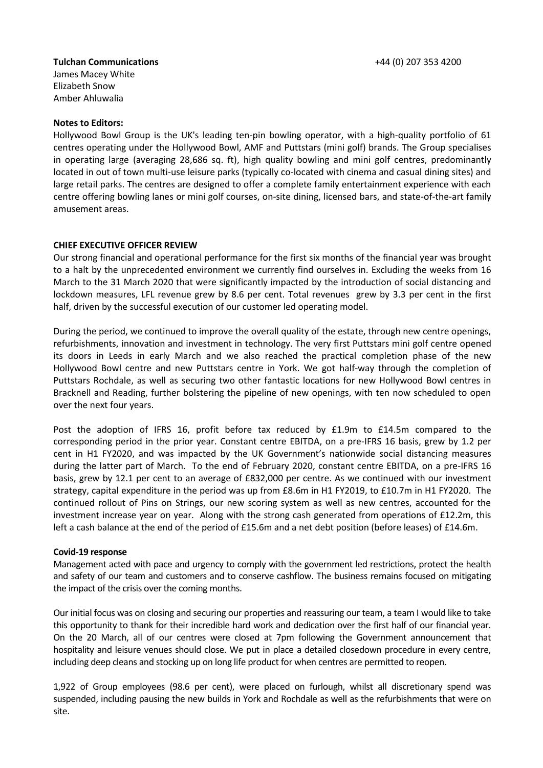**Tulchan Communications** +44 (0) 207 353 4200

James Macey White
Elizabeth Snow
Amber Ahluwalia

**Notes to Editors:**

Hollywood Bowl Group is the UK's leading ten-pin bowling operator, with a high-quality portfolio of 61 centres operating under the Hollywood Bowl, AMF and Puttstars (mini golf) brands. The Group specialises in operating large (averaging 28,686 sq. ft), high quality bowling and mini golf centres, predominantly located in out of town multi-use leisure parks (typically co-located with cinema and casual dining sites) and large retail parks. The centres are designed to offer a complete family entertainment experience with each centre offering bowling lanes or mini golf courses, on-site dining, licensed bars, and state-of-the-art family amusement areas.

## CHIEF EXECUTIVE OFFICER REVIEW

Our strong financial and operational performance for the first six months of the financial year was brought to a halt by the unprecedented environment we currently find ourselves in. Excluding the weeks from 16 March to the 31 March 2020 that were significantly impacted by the introduction of social distancing and lockdown measures, LFL revenue grew by 8.6 per cent. Total revenues grew by 3.3 per cent in the first half, driven by the successful execution of our customer led operating model.

During the period, we continued to improve the overall quality of the estate, through new centre openings, refurbishments, innovation and investment in technology. The very first Puttstars mini golf centre opened its doors in Leeds in early March and we also reached the practical completion phase of the new Hollywood Bowl centre and new Puttstars centre in York. We got half-way through the completion of Puttstars Rochdale, as well as securing two other fantastic locations for new Hollywood Bowl centres in Bracknell and Reading, further bolstering the pipeline of new openings, with ten now scheduled to open over the next four years.

Post the adoption of IFRS 16, profit before tax reduced by £1.9m to £14.5m compared to the corresponding period in the prior year. Constant centre EBITDA, on a pre-IFRS 16 basis, grew by 1.2 per cent in H1 FY2020, and was impacted by the UK Government's nationwide social distancing measures during the latter part of March. To the end of February 2020, constant centre EBITDA, on a pre-IFRS 16 basis, grew by 12.1 per cent to an average of £832,000 per centre. As we continued with our investment strategy, capital expenditure in the period was up from £8.6m in H1 FY2019, to £10.7m in H1 FY2020. The continued rollout of Pins on Strings, our new scoring system as well as new centres, accounted for the investment increase year on year. Along with the strong cash generated from operations of £12.2m, this left a cash balance at the end of the period of £15.6m and a net debt position (before leases) of £14.6m.

### Covid-19 response

Management acted with pace and urgency to comply with the government led restrictions, protect the health and safety of our team and customers and to conserve cashflow. The business remains focused on mitigating the impact of the crisis over the coming months.

Our initial focus was on closing and securing our properties and reassuring our team, a team I would like to take this opportunity to thank for their incredible hard work and dedication over the first half of our financial year. On the 20 March, all of our centres were closed at 7pm following the Government announcement that hospitality and leisure venues should close. We put in place a detailed closedown procedure in every centre, including deep cleans and stocking up on long life product for when centres are permitted to reopen.

1,922 of Group employees (98.6 per cent), were placed on furlough, whilst all discretionary spend was suspended, including pausing the new builds in York and Rochdale as well as the refurbishments that were on site.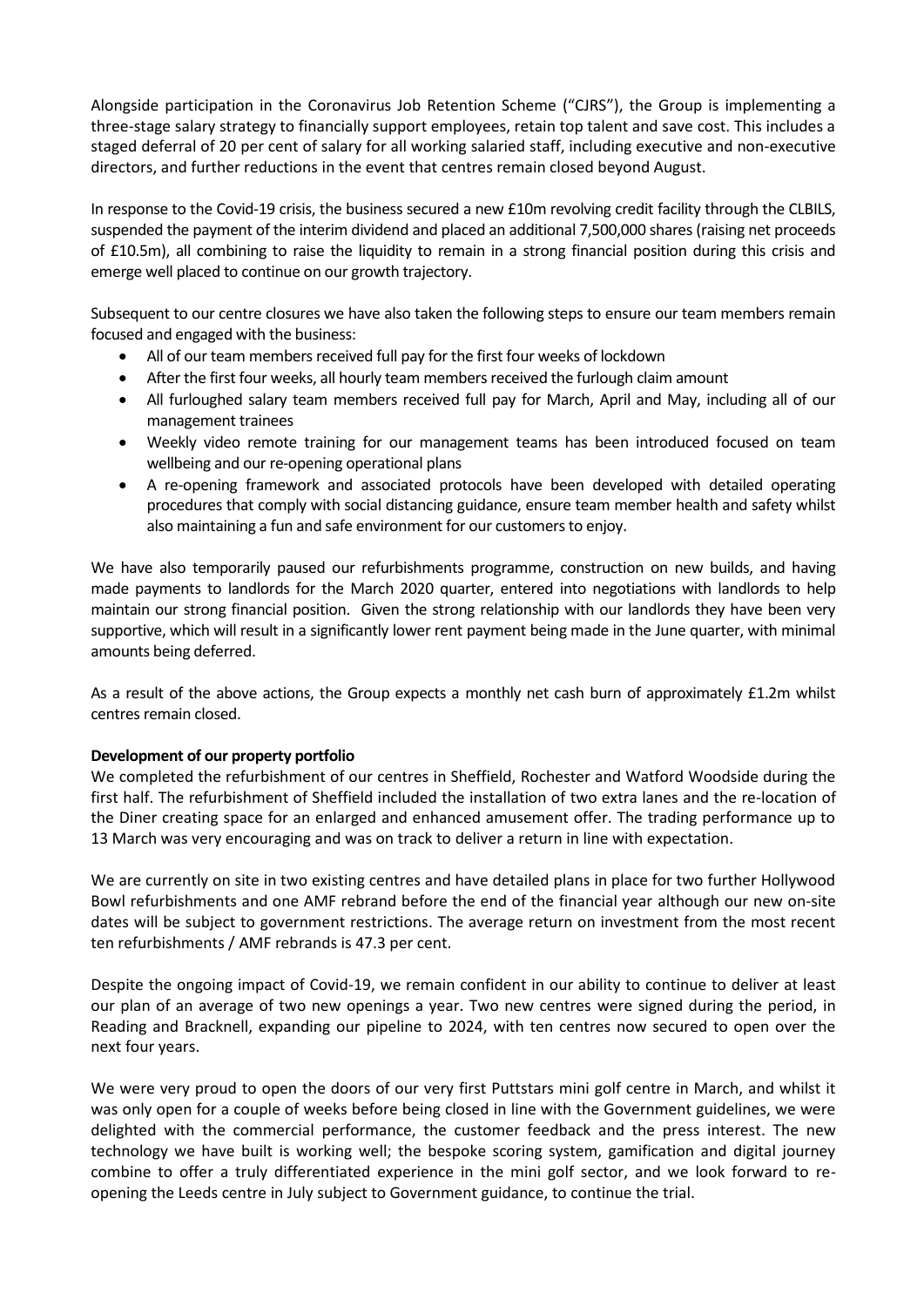Alongside participation in the Coronavirus Job Retention Scheme ("CJRS"), the Group is implementing a three-stage salary strategy to financially support employees, retain top talent and save cost. This includes a staged deferral of 20 per cent of salary for all working salaried staff, including executive and non-executive directors, and further reductions in the event that centres remain closed beyond August.

In response to the Covid-19 crisis, the business secured a new £10m revolving credit facility through the CLBILS, suspended the payment of the interim dividend and placed an additional 7,500,000 shares (raising net proceeds of £10.5m), all combining to raise the liquidity to remain in a strong financial position during this crisis and emerge well placed to continue on our growth trajectory.

Subsequent to our centre closures we have also taken the following steps to ensure our team members remain focused and engaged with the business:

- All of our team members received full pay for the first four weeks of lockdown
- After the first four weeks, all hourly team members received the furlough claim amount
- All furloughed salary team members received full pay for March, April and May, including all of our management trainees
- Weekly video remote training for our management teams has been introduced focused on team wellbeing and our re-opening operational plans
- A re-opening framework and associated protocols have been developed with detailed operating procedures that comply with social distancing guidance, ensure team member health and safety whilst also maintaining a fun and safe environment for our customers to enjoy.

We have also temporarily paused our refurbishments programme, construction on new builds, and having made payments to landlords for the March 2020 quarter, entered into negotiations with landlords to help maintain our strong financial position. Given the strong relationship with our landlords they have been very supportive, which will result in a significantly lower rent payment being made in the June quarter, with minimal amounts being deferred.

As a result of the above actions, the Group expects a monthly net cash burn of approximately £1.2m whilst centres remain closed.

**Development of our property portfolio**

We completed the refurbishment of our centres in Sheffield, Rochester and Watford Woodside during the first half. The refurbishment of Sheffield included the installation of two extra lanes and the re-location of the Diner creating space for an enlarged and enhanced amusement offer. The trading performance up to 13 March was very encouraging and was on track to deliver a return in line with expectation.

We are currently on site in two existing centres and have detailed plans in place for two further Hollywood Bowl refurbishments and one AMF rebrand before the end of the financial year although our new on-site dates will be subject to government restrictions. The average return on investment from the most recent ten refurbishments / AMF rebrands is 47.3 per cent.

Despite the ongoing impact of Covid-19, we remain confident in our ability to continue to deliver at least our plan of an average of two new openings a year. Two new centres were signed during the period, in Reading and Bracknell, expanding our pipeline to 2024, with ten centres now secured to open over the next four years.

We were very proud to open the doors of our very first Puttstars mini golf centre in March, and whilst it was only open for a couple of weeks before being closed in line with the Government guidelines, we were delighted with the commercial performance, the customer feedback and the press interest. The new technology we have built is working well; the bespoke scoring system, gamification and digital journey combine to offer a truly differentiated experience in the mini golf sector, and we look forward to re-opening the Leeds centre in July subject to Government guidance, to continue the trial.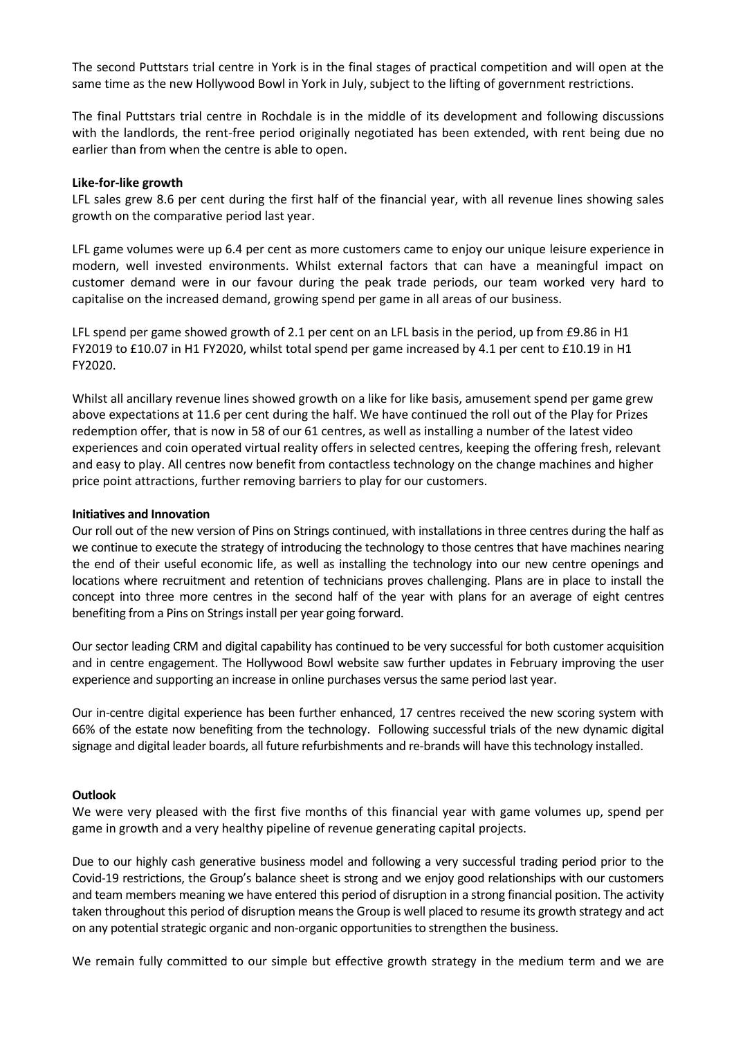The second Puttstars trial centre in York is in the final stages of practical competition and will open at the same time as the new Hollywood Bowl in York in July, subject to the lifting of government restrictions.

The final Puttstars trial centre in Rochdale is in the middle of its development and following discussions with the landlords, the rent-free period originally negotiated has been extended, with rent being due no earlier than from when the centre is able to open.

**Like-for-like growth**

LFL sales grew 8.6 per cent during the first half of the financial year, with all revenue lines showing sales growth on the comparative period last year.

LFL game volumes were up 6.4 per cent as more customers came to enjoy our unique leisure experience in modern, well invested environments. Whilst external factors that can have a meaningful impact on customer demand were in our favour during the peak trade periods, our team worked very hard to capitalise on the increased demand, growing spend per game in all areas of our business.

LFL spend per game showed growth of 2.1 per cent on an LFL basis in the period, up from £9.86 in H1 FY2019 to £10.07 in H1 FY2020, whilst total spend per game increased by 4.1 per cent to £10.19 in H1 FY2020.

Whilst all ancillary revenue lines showed growth on a like for like basis, amusement spend per game grew above expectations at 11.6 per cent during the half. We have continued the roll out of the Play for Prizes redemption offer, that is now in 58 of our 61 centres, as well as installing a number of the latest video experiences and coin operated virtual reality offers in selected centres, keeping the offering fresh, relevant and easy to play. All centres now benefit from contactless technology on the change machines and higher price point attractions, further removing barriers to play for our customers.

**Initiatives and Innovation**

Our roll out of the new version of Pins on Strings continued, with installations in three centres during the half as we continue to execute the strategy of introducing the technology to those centres that have machines nearing the end of their useful economic life, as well as installing the technology into our new centre openings and locations where recruitment and retention of technicians proves challenging. Plans are in place to install the concept into three more centres in the second half of the year with plans for an average of eight centres benefiting from a Pins on Strings install per year going forward.

Our sector leading CRM and digital capability has continued to be very successful for both customer acquisition and in centre engagement. The Hollywood Bowl website saw further updates in February improving the user experience and supporting an increase in online purchases versus the same period last year.

Our in-centre digital experience has been further enhanced, 17 centres received the new scoring system with 66% of the estate now benefiting from the technology. Following successful trials of the new dynamic digital signage and digital leader boards, all future refurbishments and re-brands will have this technology installed.

**Outlook**

We were very pleased with the first five months of this financial year with game volumes up, spend per game in growth and a very healthy pipeline of revenue generating capital projects.

Due to our highly cash generative business model and following a very successful trading period prior to the Covid-19 restrictions, the Group's balance sheet is strong and we enjoy good relationships with our customers and team members meaning we have entered this period of disruption in a strong financial position. The activity taken throughout this period of disruption means the Group is well placed to resume its growth strategy and act on any potential strategic organic and non-organic opportunities to strengthen the business.

We remain fully committed to our simple but effective growth strategy in the medium term and we are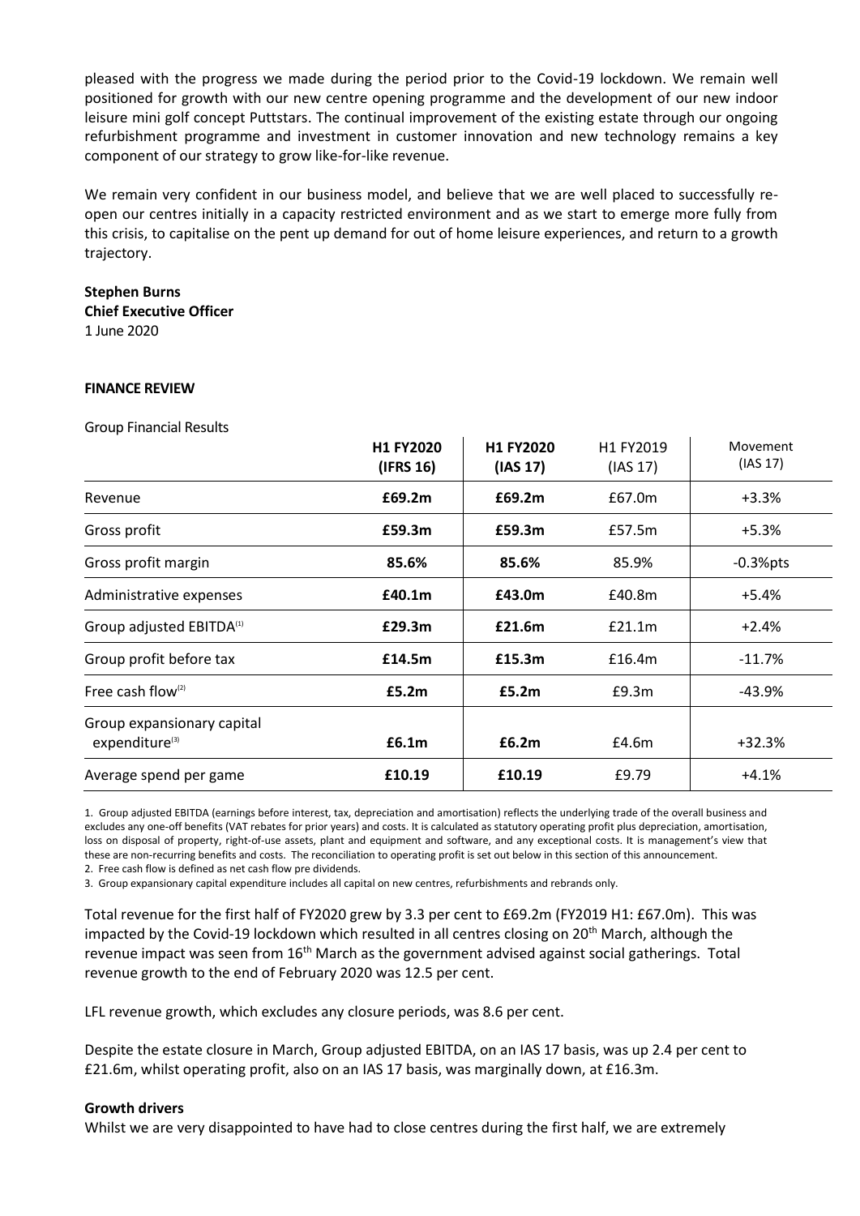pleased with the progress we made during the period prior to the Covid-19 lockdown. We remain well positioned for growth with our new centre opening programme and the development of our new indoor leisure mini golf concept Puttstars. The continual improvement of the existing estate through our ongoing refurbishment programme and investment in customer innovation and new technology remains a key component of our strategy to grow like-for-like revenue.

We remain very confident in our business model, and believe that we are well placed to successfully re-open our centres initially in a capacity restricted environment and as we start to emerge more fully from this crisis, to capitalise on the pent up demand for out of home leisure experiences, and return to a growth trajectory.

**Stephen Burns**
**Chief Executive Officer**
1 June 2020

**FINANCE REVIEW**

Group Financial Results

| | **H1 FY2020 (IFRS 16)** | **H1 FY2020 (IAS 17)** | H1 FY2019 (IAS 17) | Movement (IAS 17) |
|---|---|---|---|---|
| Revenue | **£69.2m** | **£69.2m** | £67.0m | +3.3% |
| Gross profit | **£59.3m** | **£59.3m** | £57.5m | +5.3% |
| Gross profit margin | **85.6%** | **85.6%** | 85.9% | -0.3%pts |
| Administrative expenses | **£40.1m** | **£43.0m** | £40.8m | +5.4% |
| Group adjusted EBITDA[1] | **£29.3m** | **£21.6m** | £21.1m | +2.4% |
| Group profit before tax | **£14.5m** | **£15.3m** | £16.4m | -11.7% |
| Free cash flow[2] | **£5.2m** | **£5.2m** | £9.3m | -43.9% |
| Group expansionary capital expenditure[3] | **£6.1m** | **£6.2m** | £4.6m | +32.3% |
| Average spend per game | **£10.19** | **£10.19** | £9.79 | +4.1% |

1. Group adjusted EBITDA (earnings before interest, tax, depreciation and amortisation) reflects the underlying trade of the overall business and excludes any one-off benefits (VAT rebates for prior years) and costs. It is calculated as statutory operating profit plus depreciation, amortisation, loss on disposal of property, right-of-use assets, plant and equipment and software, and any exceptional costs. It is management's view that these are non-recurring benefits and costs. The reconciliation to operating profit is set out below in this section of this announcement.
2. Free cash flow is defined as net cash flow pre dividends.
3. Group expansionary capital expenditure includes all capital on new centres, refurbishments and rebrands only.

Total revenue for the first half of FY2020 grew by 3.3 per cent to £69.2m (FY2019 H1: £67.0m). This was impacted by the Covid-19 lockdown which resulted in all centres closing on 20th March, although the revenue impact was seen from 16th March as the government advised against social gatherings. Total revenue growth to the end of February 2020 was 12.5 per cent.

LFL revenue growth, which excludes any closure periods, was 8.6 per cent.

Despite the estate closure in March, Group adjusted EBITDA, on an IAS 17 basis, was up 2.4 per cent to £21.6m, whilst operating profit, also on an IAS 17 basis, was marginally down, at £16.3m.

**Growth drivers**

Whilst we are very disappointed to have had to close centres during the first half, we are extremely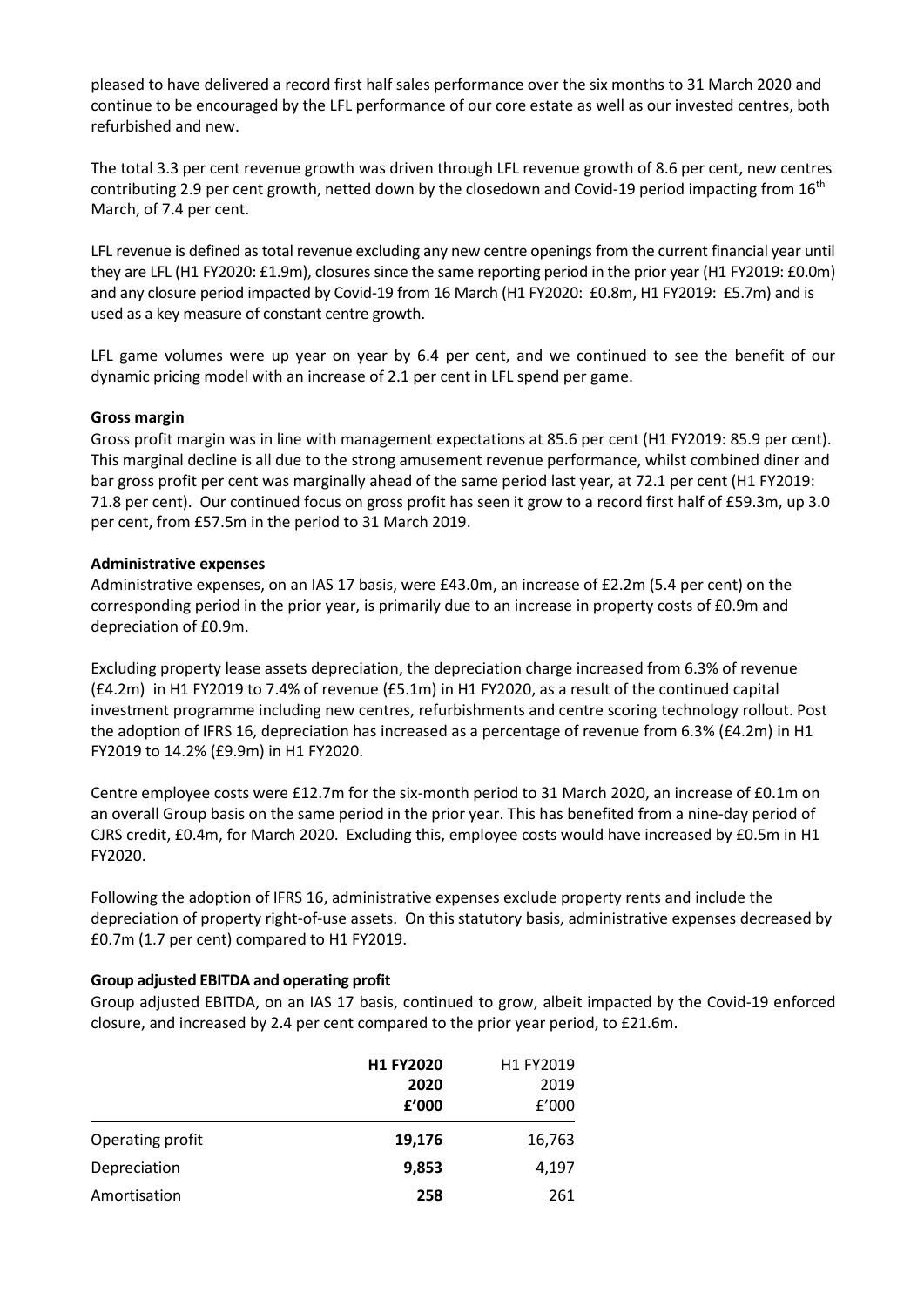pleased to have delivered a record first half sales performance over the six months to 31 March 2020 and continue to be encouraged by the LFL performance of our core estate as well as our invested centres, both refurbished and new.

The total 3.3 per cent revenue growth was driven through LFL revenue growth of 8.6 per cent, new centres contributing 2.9 per cent growth, netted down by the closedown and Covid-19 period impacting from 16th March, of 7.4 per cent.

LFL revenue is defined as total revenue excluding any new centre openings from the current financial year until they are LFL (H1 FY2020: £1.9m), closures since the same reporting period in the prior year (H1 FY2019: £0.0m) and any closure period impacted by Covid-19 from 16 March (H1 FY2020: £0.8m, H1 FY2019: £5.7m) and is used as a key measure of constant centre growth.

LFL game volumes were up year on year by 6.4 per cent, and we continued to see the benefit of our dynamic pricing model with an increase of 2.1 per cent in LFL spend per game.

**Gross margin**

Gross profit margin was in line with management expectations at 85.6 per cent (H1 FY2019: 85.9 per cent). This marginal decline is all due to the strong amusement revenue performance, whilst combined diner and bar gross profit per cent was marginally ahead of the same period last year, at 72.1 per cent (H1 FY2019: 71.8 per cent). Our continued focus on gross profit has seen it grow to a record first half of £59.3m, up 3.0 per cent, from £57.5m in the period to 31 March 2019.

**Administrative expenses**

Administrative expenses, on an IAS 17 basis, were £43.0m, an increase of £2.2m (5.4 per cent) on the corresponding period in the prior year, is primarily due to an increase in property costs of £0.9m and depreciation of £0.9m.

Excluding property lease assets depreciation, the depreciation charge increased from 6.3% of revenue (£4.2m) in H1 FY2019 to 7.4% of revenue (£5.1m) in H1 FY2020, as a result of the continued capital investment programme including new centres, refurbishments and centre scoring technology rollout. Post the adoption of IFRS 16, depreciation has increased as a percentage of revenue from 6.3% (£4.2m) in H1 FY2019 to 14.2% (£9.9m) in H1 FY2020.

Centre employee costs were £12.7m for the six-month period to 31 March 2020, an increase of £0.1m on an overall Group basis on the same period in the prior year. This has benefited from a nine-day period of CJRS credit, £0.4m, for March 2020. Excluding this, employee costs would have increased by £0.5m in H1 FY2020.

Following the adoption of IFRS 16, administrative expenses exclude property rents and include the depreciation of property right-of-use assets. On this statutory basis, administrative expenses decreased by £0.7m (1.7 per cent) compared to H1 FY2019.

**Group adjusted EBITDA and operating profit**

Group adjusted EBITDA, on an IAS 17 basis, continued to grow, albeit impacted by the Covid-19 enforced closure, and increased by 2.4 per cent compared to the prior year period, to £21.6m.

| | **H1 FY2020** | H1 FY2019 |
|---|---|---|
| | **2020** | 2019 |
| | **£'000** | £'000 |
| Operating profit | **19,176** | 16,763 |
| Depreciation | **9,853** | 4,197 |
| Amortisation | **258** | 261 |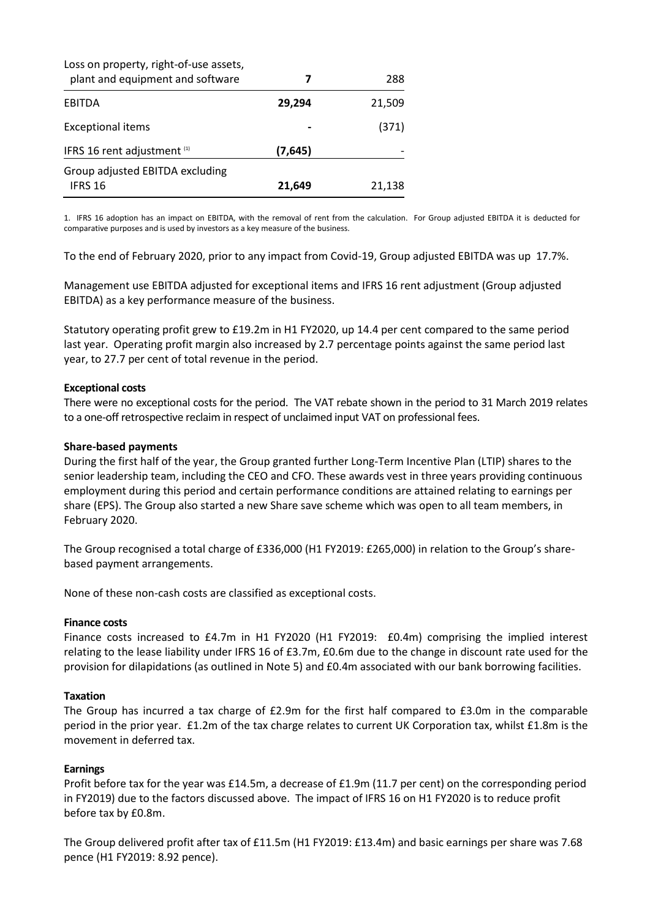| | | |
|---|---|---|
| Loss on property, right-of-use assets, plant and equipment and software | **7** | 288 |
| EBITDA | **29,294** | 21,509 |
| Exceptional items | **-** | (371) |
| IFRS 16 rent adjustment [1] | **(7,645)** | - |
| Group adjusted EBITDA excluding IFRS 16 | **21,649** | 21,138 |

1. IFRS 16 adoption has an impact on EBITDA, with the removal of rent from the calculation. For Group adjusted EBITDA it is deducted for comparative purposes and is used by investors as a key measure of the business.

To the end of February 2020, prior to any impact from Covid-19, Group adjusted EBITDA was up 17.7%.

Management use EBITDA adjusted for exceptional items and IFRS 16 rent adjustment (Group adjusted EBITDA) as a key performance measure of the business.

Statutory operating profit grew to £19.2m in H1 FY2020, up 14.4 per cent compared to the same period last year. Operating profit margin also increased by 2.7 percentage points against the same period last year, to 27.7 per cent of total revenue in the period.

**Exceptional costs**

There were no exceptional costs for the period. The VAT rebate shown in the period to 31 March 2019 relates to a one-off retrospective reclaim in respect of unclaimed input VAT on professional fees.

**Share-based payments**

During the first half of the year, the Group granted further Long-Term Incentive Plan (LTIP) shares to the senior leadership team, including the CEO and CFO. These awards vest in three years providing continuous employment during this period and certain performance conditions are attained relating to earnings per share (EPS). The Group also started a new Share save scheme which was open to all team members, in February 2020.

The Group recognised a total charge of £336,000 (H1 FY2019: £265,000) in relation to the Group's share-based payment arrangements.

None of these non-cash costs are classified as exceptional costs.

**Finance costs**

Finance costs increased to £4.7m in H1 FY2020 (H1 FY2019: £0.4m) comprising the implied interest relating to the lease liability under IFRS 16 of £3.7m, £0.6m due to the change in discount rate used for the provision for dilapidations (as outlined in Note 5) and £0.4m associated with our bank borrowing facilities.

**Taxation**

The Group has incurred a tax charge of £2.9m for the first half compared to £3.0m in the comparable period in the prior year. £1.2m of the tax charge relates to current UK Corporation tax, whilst £1.8m is the movement in deferred tax.

**Earnings**

Profit before tax for the year was £14.5m, a decrease of £1.9m (11.7 per cent) on the corresponding period in FY2019) due to the factors discussed above. The impact of IFRS 16 on H1 FY2020 is to reduce profit before tax by £0.8m.

The Group delivered profit after tax of £11.5m (H1 FY2019: £13.4m) and basic earnings per share was 7.68 pence (H1 FY2019: 8.92 pence).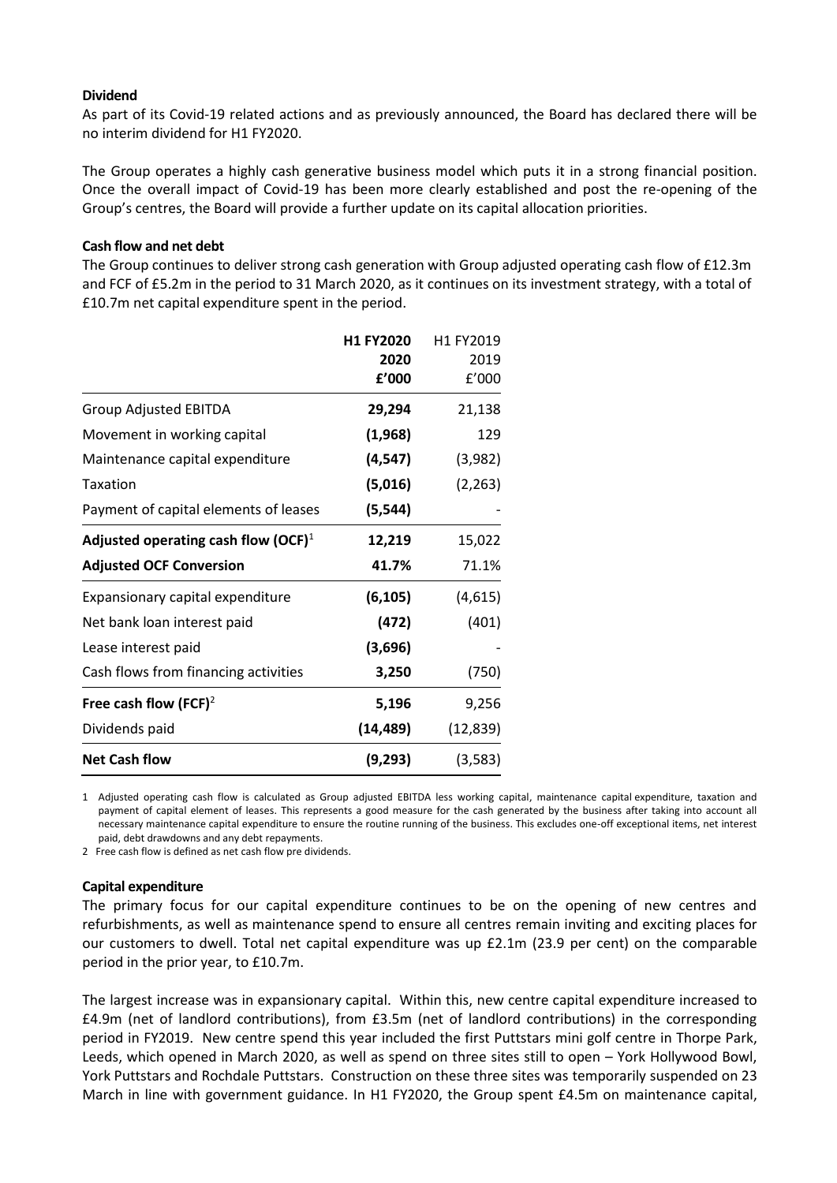**Dividend**

As part of its Covid-19 related actions and as previously announced, the Board has declared there will be no interim dividend for H1 FY2020.

The Group operates a highly cash generative business model which puts it in a strong financial position. Once the overall impact of Covid-19 has been more clearly established and post the re-opening of the Group's centres, the Board will provide a further update on its capital allocation priorities.

**Cash flow and net debt**

The Group continues to deliver strong cash generation with Group adjusted operating cash flow of £12.3m and FCF of £5.2m in the period to 31 March 2020, as it continues on its investment strategy, with a total of £10.7m net capital expenditure spent in the period.

| | **H1 FY2020 2020 £'000** | H1 FY2019 2019 £'000 |
|---|---|---|
| Group Adjusted EBITDA | **29,294** | 21,138 |
| Movement in working capital | **(1,968)** | 129 |
| Maintenance capital expenditure | **(4,547)** | (3,982) |
| Taxation | **(5,016)** | (2,263) |
| Payment of capital elements of leases | **(5,544)** | - |
| **Adjusted operating cash flow (OCF)**[1] | **12,219** | 15,022 |
| **Adjusted OCF Conversion** | **41.7%** | 71.1% |
| Expansionary capital expenditure | **(6,105)** | (4,615) |
| Net bank loan interest paid | **(472)** | (401) |
| Lease interest paid | **(3,696)** | - |
| Cash flows from financing activities | **3,250** | (750) |
| **Free cash flow (FCF)**[2] | **5,196** | 9,256 |
| Dividends paid | **(14,489)** | (12,839) |
| **Net Cash flow** | **(9,293)** | (3,583) |

1 Adjusted operating cash flow is calculated as Group adjusted EBITDA less working capital, maintenance capital expenditure, taxation and payment of capital element of leases. This represents a good measure for the cash generated by the business after taking into account all necessary maintenance capital expenditure to ensure the routine running of the business. This excludes one-off exceptional items, net interest paid, debt drawdowns and any debt repayments.

2 Free cash flow is defined as net cash flow pre dividends.

**Capital expenditure**

The primary focus for our capital expenditure continues to be on the opening of new centres and refurbishments, as well as maintenance spend to ensure all centres remain inviting and exciting places for our customers to dwell. Total net capital expenditure was up £2.1m (23.9 per cent) on the comparable period in the prior year, to £10.7m.

The largest increase was in expansionary capital. Within this, new centre capital expenditure increased to £4.9m (net of landlord contributions), from £3.5m (net of landlord contributions) in the corresponding period in FY2019. New centre spend this year included the first Puttstars mini golf centre in Thorpe Park, Leeds, which opened in March 2020, as well as spend on three sites still to open – York Hollywood Bowl, York Puttstars and Rochdale Puttstars. Construction on these three sites was temporarily suspended on 23 March in line with government guidance. In H1 FY2020, the Group spent £4.5m on maintenance capital,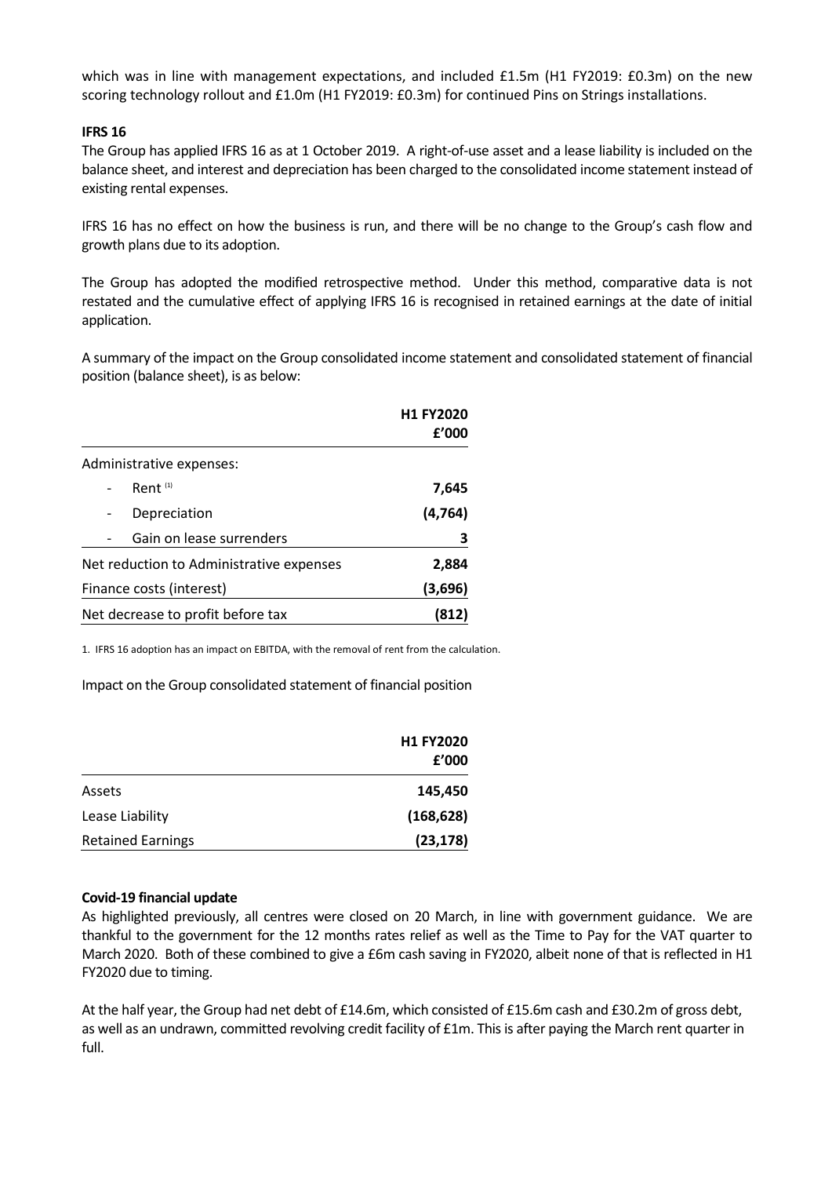which was in line with management expectations, and included £1.5m (H1 FY2019: £0.3m) on the new scoring technology rollout and £1.0m (H1 FY2019: £0.3m) for continued Pins on Strings installations.

**IFRS 16**

The Group has applied IFRS 16 as at 1 October 2019. A right-of-use asset and a lease liability is included on the balance sheet, and interest and depreciation has been charged to the consolidated income statement instead of existing rental expenses.

IFRS 16 has no effect on how the business is run, and there will be no change to the Group's cash flow and growth plans due to its adoption.

The Group has adopted the modified retrospective method. Under this method, comparative data is not restated and the cumulative effect of applying IFRS 16 is recognised in retained earnings at the date of initial application.

A summary of the impact on the Group consolidated income statement and consolidated statement of financial position (balance sheet), is as below:

| | **H1 FY2020** **£'000** |
|---|---|
| Administrative expenses: | |
| - Rent [1] | **7,645** |
| - Depreciation | **(4,764)** |
| - Gain on lease surrenders | **3** |
| Net reduction to Administrative expenses | **2,884** |
| Finance costs (interest) | **(3,696)** |
| Net decrease to profit before tax | **(812)** |

1. IFRS 16 adoption has an impact on EBITDA, with the removal of rent from the calculation.

Impact on the Group consolidated statement of financial position

| | **H1 FY2020** **£'000** |
|---|---|
| Assets | **145,450** |
| Lease Liability | **(168,628)** |
| Retained Earnings | **(23,178)** |

**Covid-19 financial update**

As highlighted previously, all centres were closed on 20 March, in line with government guidance. We are thankful to the government for the 12 months rates relief as well as the Time to Pay for the VAT quarter to March 2020. Both of these combined to give a £6m cash saving in FY2020, albeit none of that is reflected in H1 FY2020 due to timing.

At the half year, the Group had net debt of £14.6m, which consisted of £15.6m cash and £30.2m of gross debt, as well as an undrawn, committed revolving credit facility of £1m. This is after paying the March rent quarter in full.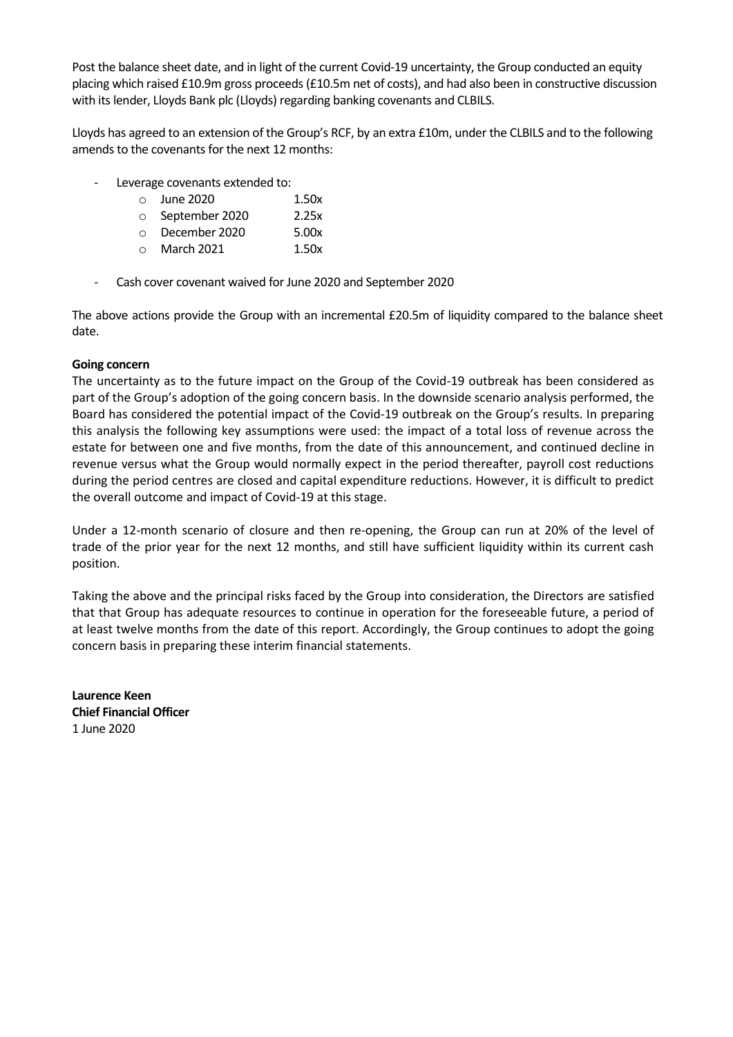Post the balance sheet date, and in light of the current Covid-19 uncertainty, the Group conducted an equity placing which raised £10.9m gross proceeds (£10.5m net of costs), and had also been in constructive discussion with its lender, Lloyds Bank plc (Lloyds) regarding banking covenants and CLBILS.

Lloyds has agreed to an extension of the Group's RCF, by an extra £10m, under the CLBILS and to the following amends to the covenants for the next 12 months:

- Leverage covenants extended to:
  - June 2020 1.50x
  - September 2020 2.25x
  - December 2020 5.00x
  - March 2021 1.50x
- Cash cover covenant waived for June 2020 and September 2020

The above actions provide the Group with an incremental £20.5m of liquidity compared to the balance sheet date.

**Going concern**

The uncertainty as to the future impact on the Group of the Covid-19 outbreak has been considered as part of the Group's adoption of the going concern basis. In the downside scenario analysis performed, the Board has considered the potential impact of the Covid-19 outbreak on the Group's results. In preparing this analysis the following key assumptions were used: the impact of a total loss of revenue across the estate for between one and five months, from the date of this announcement, and continued decline in revenue versus what the Group would normally expect in the period thereafter, payroll cost reductions during the period centres are closed and capital expenditure reductions. However, it is difficult to predict the overall outcome and impact of Covid-19 at this stage.

Under a 12-month scenario of closure and then re-opening, the Group can run at 20% of the level of trade of the prior year for the next 12 months, and still have sufficient liquidity within its current cash position.

Taking the above and the principal risks faced by the Group into consideration, the Directors are satisfied that that Group has adequate resources to continue in operation for the foreseeable future, a period of at least twelve months from the date of this report. Accordingly, the Group continues to adopt the going concern basis in preparing these interim financial statements.

**Laurence Keen**
**Chief Financial Officer**
1 June 2020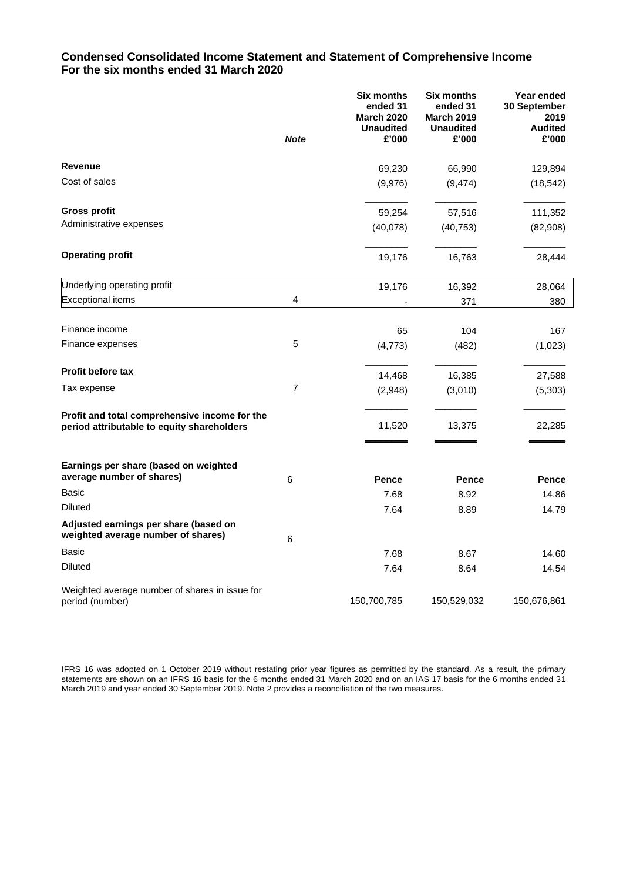## Condensed Consolidated Income Statement and Statement of Comprehensive Income
## For the six months ended 31 March 2020

| | *Note* | **Six months ended 31 March 2020 Unaudited £'000** | **Six months ended 31 March 2019 Unaudited £'000** | **Year ended 30 September 2019 Audited £'000** |
|---|---|---|---|---|
| **Revenue** | | 69,230 | 66,990 | 129,894 |
| Cost of sales | | (9,976) | (9,474) | (18,542) |
| **Gross profit** | | 59,254 | 57,516 | 111,352 |
| Administrative expenses | | (40,078) | (40,753) | (82,908) |
| **Operating profit** | | 19,176 | 16,763 | 28,444 |
| Underlying operating profit | | 19,176 | 16,392 | 28,064 |
| Exceptional items | 4 | - | 371 | 380 |
| Finance income | | 65 | 104 | 167 |
| Finance expenses | 5 | (4,773) | (482) | (1,023) |
| **Profit before tax** | | 14,468 | 16,385 | 27,588 |
| Tax expense | 7 | (2,948) | (3,010) | (5,303) |
| **Profit and total comprehensive income for the period attributable to equity shareholders** | | 11,520 | 13,375 | 22,285 |
| **Earnings per share (based on weighted average number of shares)** | 6 | **Pence** | **Pence** | **Pence** |
| Basic | | 7.68 | 8.92 | 14.86 |
| Diluted | | 7.64 | 8.89 | 14.79 |
| **Adjusted earnings per share (based on weighted average number of shares)** | 6 | | | |
| Basic | | 7.68 | 8.67 | 14.60 |
| Diluted | | 7.64 | 8.64 | 14.54 |
| Weighted average number of shares in issue for period (number) | | 150,700,785 | 150,529,032 | 150,676,861 |

IFRS 16 was adopted on 1 October 2019 without restating prior year figures as permitted by the standard. As a result, the primary statements are shown on an IFRS 16 basis for the 6 months ended 31 March 2020 and on an IAS 17 basis for the 6 months ended 31 March 2019 and year ended 30 September 2019. Note 2 provides a reconciliation of the two measures.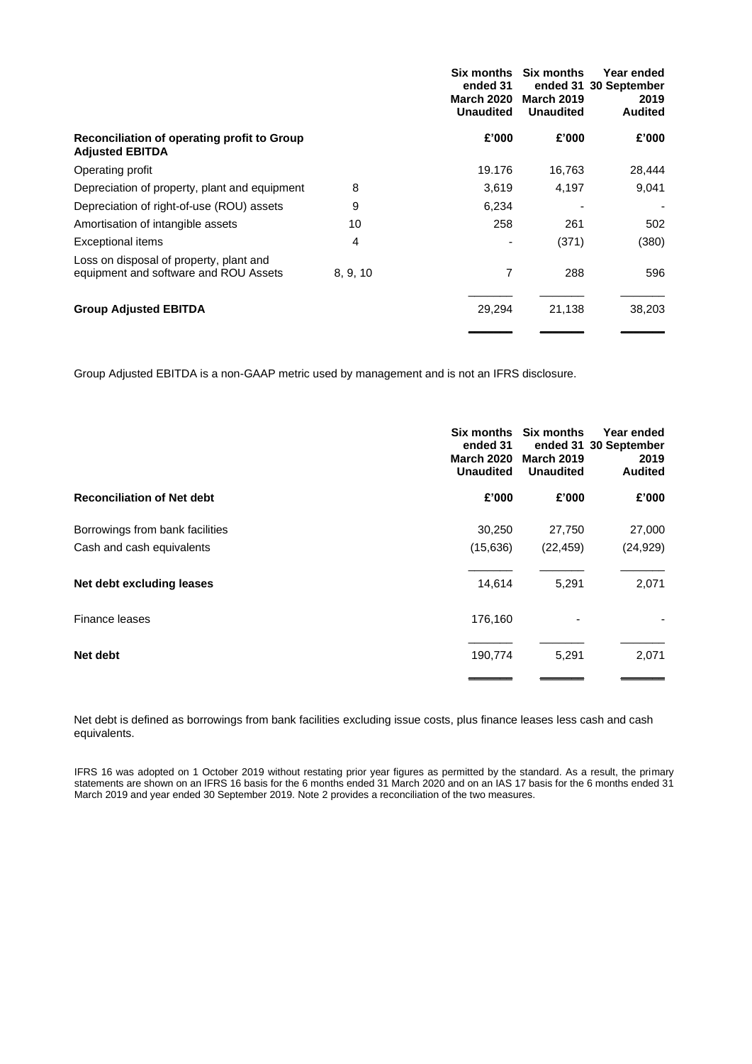| Reconciliation of operating profit to Group Adjusted EBITDA | | Six months ended 31 March 2020 Unaudited | Six months ended 31 March 2019 Unaudited | Year ended 30 September 2019 Audited |
|---|---|---|---|---|
| | | £'000 | £'000 | £'000 |
| Operating profit | | 19.176 | 16,763 | 28,444 |
| Depreciation of property, plant and equipment | 8 | 3,619 | 4,197 | 9,041 |
| Depreciation of right-of-use (ROU) assets | 9 | 6,234 | - | - |
| Amortisation of intangible assets | 10 | 258 | 261 | 502 |
| Exceptional items | 4 | - | (371) | (380) |
| Loss on disposal of property, plant and equipment and software and ROU Assets | 8, 9, 10 | 7 | 288 | 596 |
| **Group Adjusted EBITDA** | | 29,294 | 21,138 | 38,203 |

Group Adjusted EBITDA is a non-GAAP metric used by management and is not an IFRS disclosure.

| Reconciliation of Net debt | Six months ended 31 March 2020 Unaudited | Six months ended 31 March 2019 Unaudited | Year ended 30 September 2019 Audited |
|---|---|---|---|
| | £'000 | £'000 | £'000 |
| Borrowings from bank facilities | 30,250 | 27,750 | 27,000 |
| Cash and cash equivalents | (15,636) | (22,459) | (24,929) |
| **Net debt excluding leases** | 14,614 | 5,291 | 2,071 |
| Finance leases | 176,160 | - | - |
| **Net debt** | 190,774 | 5,291 | 2,071 |

Net debt is defined as borrowings from bank facilities excluding issue costs, plus finance leases less cash and cash equivalents.

IFRS 16 was adopted on 1 October 2019 without restating prior year figures as permitted by the standard. As a result, the primary statements are shown on an IFRS 16 basis for the 6 months ended 31 March 2020 and on an IAS 17 basis for the 6 months ended 31 March 2019 and year ended 30 September 2019. Note 2 provides a reconciliation of the two measures.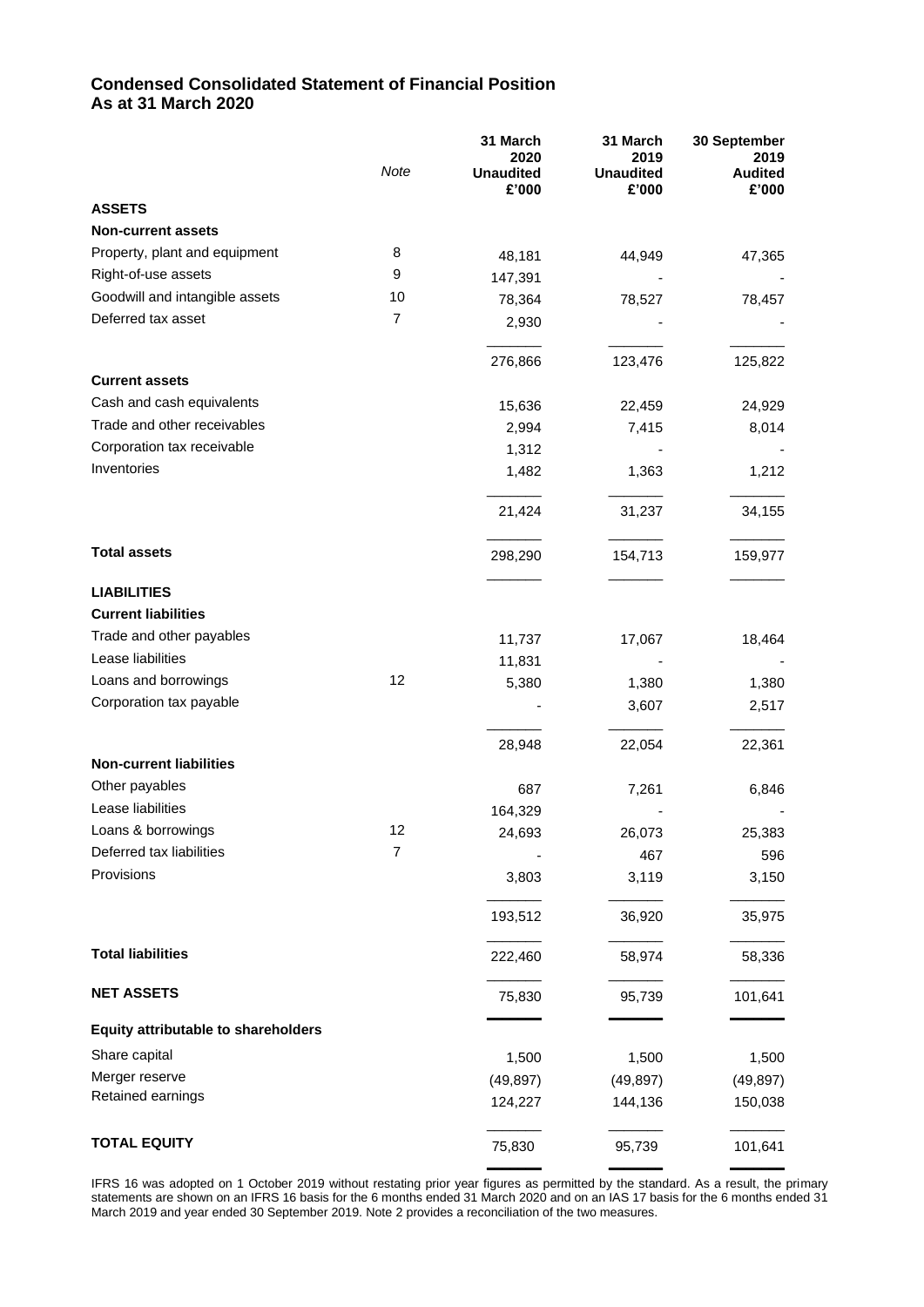## Condensed Consolidated Statement of Financial Position
## As at 31 March 2020

| | *Note* | 31 March 2020 Unaudited £'000 | 31 March 2019 Unaudited £'000 | 30 September 2019 Audited £'000 |
|---|---|---|---|---|
| **ASSETS** | | | | |
| **Non-current assets** | | | | |
| Property, plant and equipment | 8 | 48,181 | 44,949 | 47,365 |
| Right-of-use assets | 9 | 147,391 | - | - |
| Goodwill and intangible assets | 10 | 78,364 | 78,527 | 78,457 |
| Deferred tax asset | 7 | 2,930 | - | - |
| | | 276,866 | 123,476 | 125,822 |
| **Current assets** | | | | |
| Cash and cash equivalents | | 15,636 | 22,459 | 24,929 |
| Trade and other receivables | | 2,994 | 7,415 | 8,014 |
| Corporation tax receivable | | 1,312 | - | - |
| Inventories | | 1,482 | 1,363 | 1,212 |
| | | 21,424 | 31,237 | 34,155 |
| **Total assets** | | 298,290 | 154,713 | 159,977 |
| **LIABILITIES** | | | | |
| **Current liabilities** | | | | |
| Trade and other payables | | 11,737 | 17,067 | 18,464 |
| Lease liabilities | | 11,831 | - | - |
| Loans and borrowings | 12 | 5,380 | 1,380 | 1,380 |
| Corporation tax payable | | - | 3,607 | 2,517 |
| | | 28,948 | 22,054 | 22,361 |
| **Non-current liabilities** | | | | |
| Other payables | | 687 | 7,261 | 6,846 |
| Lease liabilities | | 164,329 | - | - |
| Loans & borrowings | 12 | 24,693 | 26,073 | 25,383 |
| Deferred tax liabilities | 7 | - | 467 | 596 |
| Provisions | | 3,803 | 3,119 | 3,150 |
| | | 193,512 | 36,920 | 35,975 |
| **Total liabilities** | | 222,460 | 58,974 | 58,336 |
| **NET ASSETS** | | 75,830 | 95,739 | 101,641 |
| **Equity attributable to shareholders** | | | | |
| Share capital | | 1,500 | 1,500 | 1,500 |
| Merger reserve | | (49,897) | (49,897) | (49,897) |
| Retained earnings | | 124,227 | 144,136 | 150,038 |
| **TOTAL EQUITY** | | 75,830 | 95,739 | 101,641 |

IFRS 16 was adopted on 1 October 2019 without restating prior year figures as permitted by the standard. As a result, the primary statements are shown on an IFRS 16 basis for the 6 months ended 31 March 2020 and on an IAS 17 basis for the 6 months ended 31 March 2019 and year ended 30 September 2019. Note 2 provides a reconciliation of the two measures.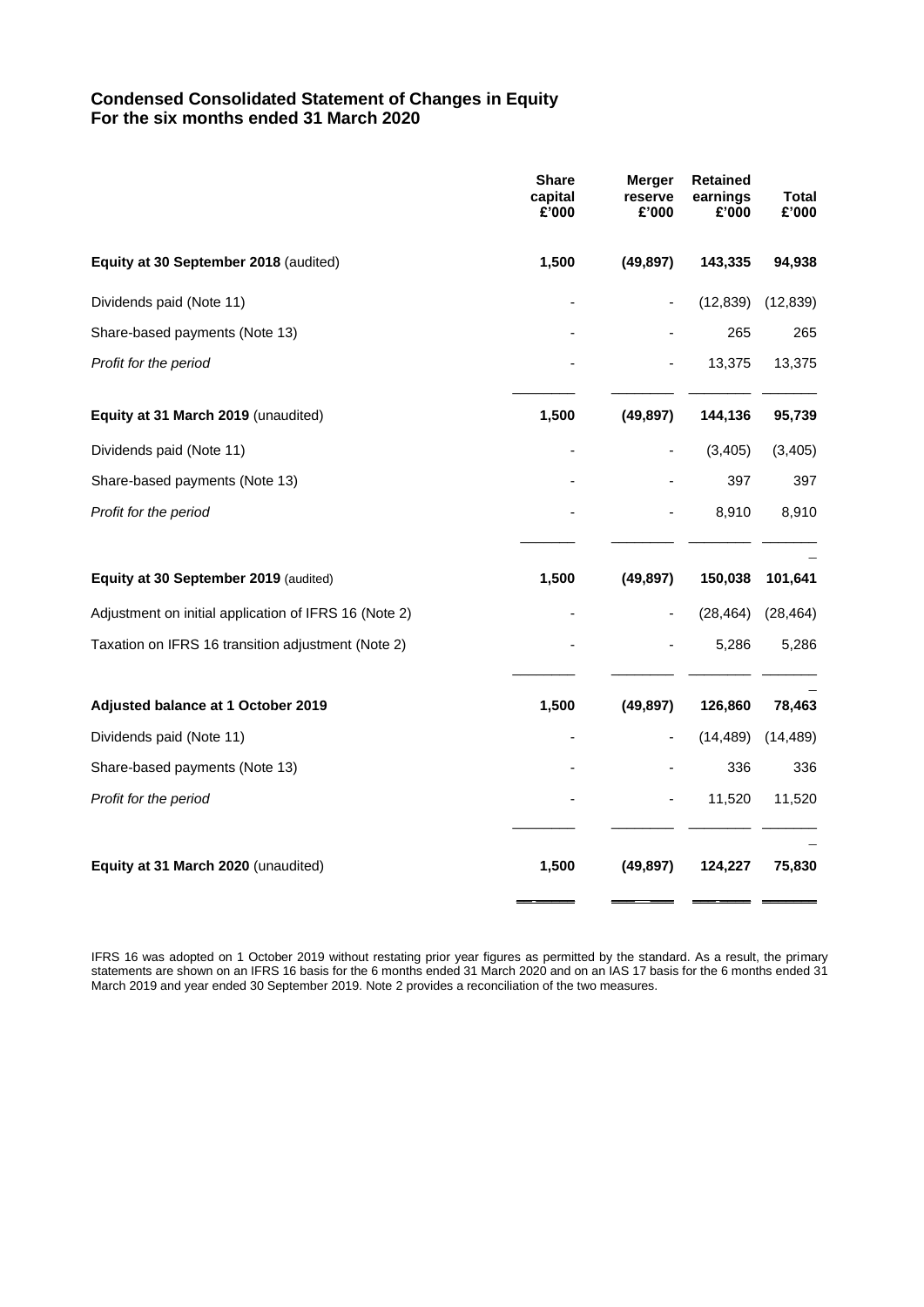## Condensed Consolidated Statement of Changes in Equity
## For the six months ended 31 March 2020

| | Share capital £'000 | Merger reserve £'000 | Retained earnings £'000 | Total £'000 |
|---|---|---|---|---|
| **Equity at 30 September 2018** (audited) | **1,500** | **(49,897)** | **143,335** | **94,938** |
| Dividends paid (Note 11) | - | - | (12,839) | (12,839) |
| Share-based payments (Note 13) | - | - | 265 | 265 |
| *Profit for the period* | - | - | 13,375 | 13,375 |
| **Equity at 31 March 2019** (unaudited) | **1,500** | **(49,897)** | **144,136** | **95,739** |
| Dividends paid (Note 11) | - | - | (3,405) | (3,405) |
| Share-based payments (Note 13) | - | - | 397 | 397 |
| *Profit for the period* | - | - | 8,910 | 8,910 |
| **Equity at 30 September 2019** (audited) | **1,500** | **(49,897)** | **150,038** | **101,641** |
| Adjustment on initial application of IFRS 16 (Note 2) | - | - | (28,464) | (28,464) |
| Taxation on IFRS 16 transition adjustment (Note 2) | - | - | 5,286 | 5,286 |
| **Adjusted balance at 1 October 2019** | **1,500** | **(49,897)** | **126,860** | **78,463** |
| Dividends paid (Note 11) | - | - | (14,489) | (14,489) |
| Share-based payments (Note 13) | - | - | 336 | 336 |
| *Profit for the period* | - | - | 11,520 | 11,520 |
| **Equity at 31 March 2020** (unaudited) | **1,500** | **(49,897)** | **124,227** | **75,830** |

IFRS 16 was adopted on 1 October 2019 without restating prior year figures as permitted by the standard. As a result, the primary statements are shown on an IFRS 16 basis for the 6 months ended 31 March 2020 and on an IAS 17 basis for the 6 months ended 31 March 2019 and year ended 30 September 2019. Note 2 provides a reconciliation of the two measures.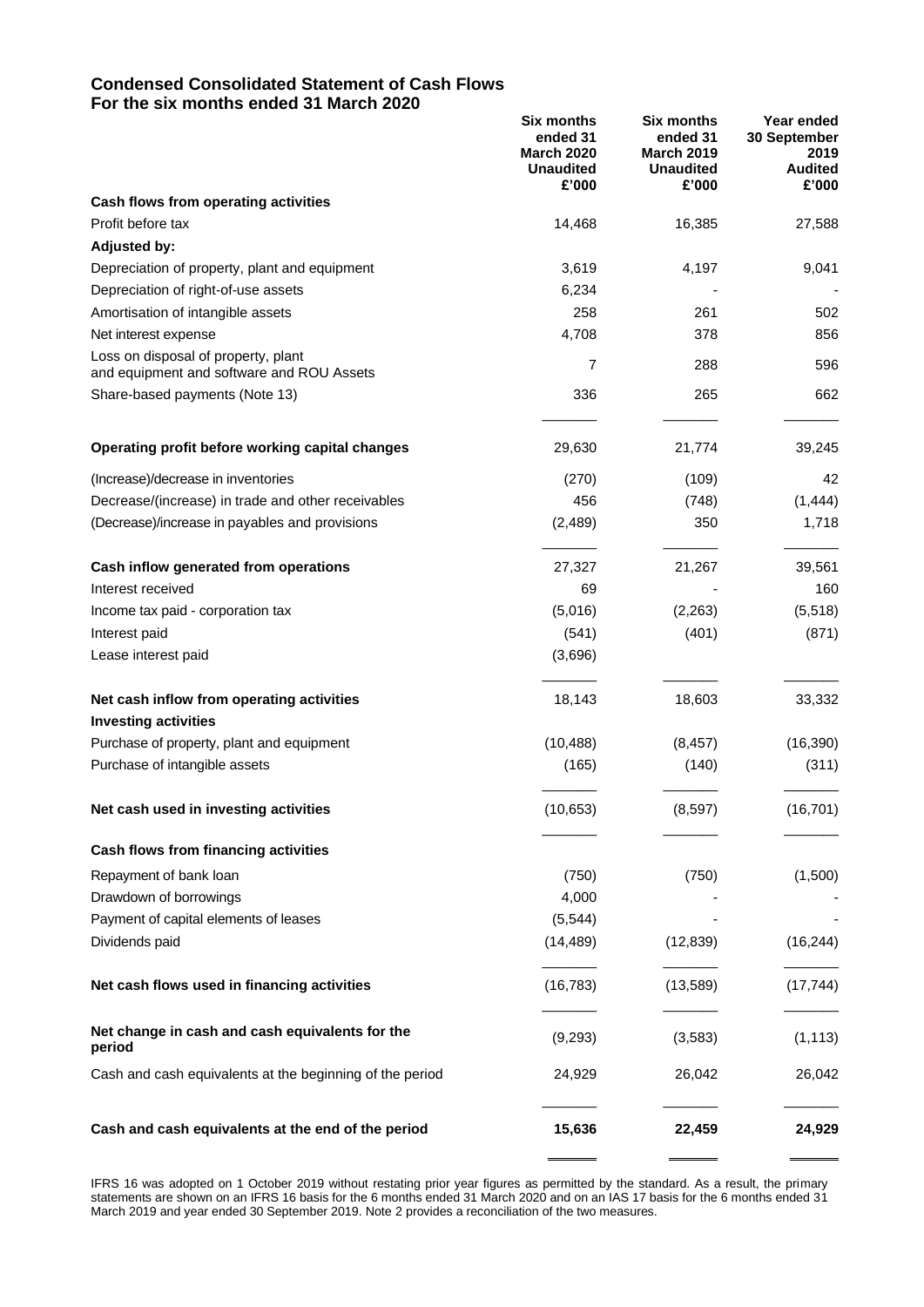## Condensed Consolidated Statement of Cash Flows
## For the six months ended 31 March 2020

| | Six months ended 31 March 2020 Unaudited £'000 | Six months ended 31 March 2019 Unaudited £'000 | Year ended 30 September 2019 Audited £'000 |
|---|---|---|---|
| **Cash flows from operating activities** | | | |
| Profit before tax | 14,468 | 16,385 | 27,588 |
| **Adjusted by:** | | | |
| Depreciation of property, plant and equipment | 3,619 | 4,197 | 9,041 |
| Depreciation of right-of-use assets | 6,234 | - | - |
| Amortisation of intangible assets | 258 | 261 | 502 |
| Net interest expense | 4,708 | 378 | 856 |
| Loss on disposal of property, plant and equipment and software and ROU Assets | 7 | 288 | 596 |
| Share-based payments (Note 13) | 336 | 265 | 662 |
| **Operating profit before working capital changes** | 29,630 | 21,774 | 39,245 |
| (Increase)/decrease in inventories | (270) | (109) | 42 |
| Decrease/(increase) in trade and other receivables | 456 | (748) | (1,444) |
| (Decrease)/increase in payables and provisions | (2,489) | 350 | 1,718 |
| **Cash inflow generated from operations** | 27,327 | 21,267 | 39,561 |
| Interest received | 69 | - | 160 |
| Income tax paid - corporation tax | (5,016) | (2,263) | (5,518) |
| Interest paid | (541) | (401) | (871) |
| Lease interest paid | (3,696) | | |
| **Net cash inflow from operating activities** | 18,143 | 18,603 | 33,332 |
| **Investing activities** | | | |
| Purchase of property, plant and equipment | (10,488) | (8,457) | (16,390) |
| Purchase of intangible assets | (165) | (140) | (311) |
| **Net cash used in investing activities** | (10,653) | (8,597) | (16,701) |
| **Cash flows from financing activities** | | | |
| Repayment of bank loan | (750) | (750) | (1,500) |
| Drawdown of borrowings | 4,000 | - | - |
| Payment of capital elements of leases | (5,544) | - | - |
| Dividends paid | (14,489) | (12,839) | (16,244) |
| **Net cash flows used in financing activities** | (16,783) | (13,589) | (17,744) |
| **Net change in cash and cash equivalents for the period** | (9,293) | (3,583) | (1,113) |
| Cash and cash equivalents at the beginning of the period | 24,929 | 26,042 | 26,042 |
| **Cash and cash equivalents at the end of the period** | **15,636** | **22,459** | **24,929** |

IFRS 16 was adopted on 1 October 2019 without restating prior year figures as permitted by the standard. As a result, the primary statements are shown on an IFRS 16 basis for the 6 months ended 31 March 2020 and on an IAS 17 basis for the 6 months ended 31 March 2019 and year ended 30 September 2019. Note 2 provides a reconciliation of the two measures.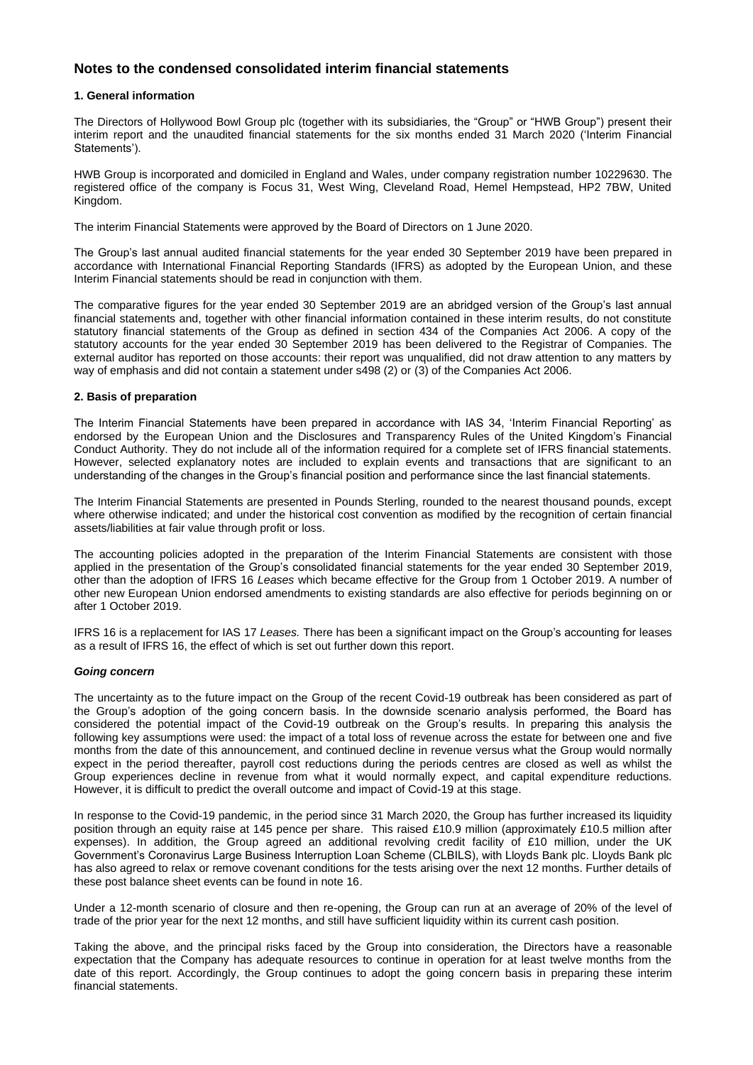# Notes to the condensed consolidated interim financial statements

### 1. General information

The Directors of Hollywood Bowl Group plc (together with its subsidiaries, the "Group" or "HWB Group") present their interim report and the unaudited financial statements for the six months ended 31 March 2020 ('Interim Financial Statements').

HWB Group is incorporated and domiciled in England and Wales, under company registration number 10229630. The registered office of the company is Focus 31, West Wing, Cleveland Road, Hemel Hempstead, HP2 7BW, United Kingdom.

The interim Financial Statements were approved by the Board of Directors on 1 June 2020.

The Group's last annual audited financial statements for the year ended 30 September 2019 have been prepared in accordance with International Financial Reporting Standards (IFRS) as adopted by the European Union, and these Interim Financial statements should be read in conjunction with them.

The comparative figures for the year ended 30 September 2019 are an abridged version of the Group's last annual financial statements and, together with other financial information contained in these interim results, do not constitute statutory financial statements of the Group as defined in section 434 of the Companies Act 2006. A copy of the statutory accounts for the year ended 30 September 2019 has been delivered to the Registrar of Companies. The external auditor has reported on those accounts: their report was unqualified, did not draw attention to any matters by way of emphasis and did not contain a statement under s498 (2) or (3) of the Companies Act 2006.

### 2. Basis of preparation

The Interim Financial Statements have been prepared in accordance with IAS 34, 'Interim Financial Reporting' as endorsed by the European Union and the Disclosures and Transparency Rules of the United Kingdom's Financial Conduct Authority. They do not include all of the information required for a complete set of IFRS financial statements. However, selected explanatory notes are included to explain events and transactions that are significant to an understanding of the changes in the Group's financial position and performance since the last financial statements.

The Interim Financial Statements are presented in Pounds Sterling, rounded to the nearest thousand pounds, except where otherwise indicated; and under the historical cost convention as modified by the recognition of certain financial assets/liabilities at fair value through profit or loss.

The accounting policies adopted in the preparation of the Interim Financial Statements are consistent with those applied in the presentation of the Group's consolidated financial statements for the year ended 30 September 2019, other than the adoption of IFRS 16 *Leases* which became effective for the Group from 1 October 2019. A number of other new European Union endorsed amendments to existing standards are also effective for periods beginning on or after 1 October 2019.

IFRS 16 is a replacement for IAS 17 *Leases.* There has been a significant impact on the Group's accounting for leases as a result of IFRS 16, the effect of which is set out further down this report.

#### *Going concern*

The uncertainty as to the future impact on the Group of the recent Covid-19 outbreak has been considered as part of the Group's adoption of the going concern basis. In the downside scenario analysis performed, the Board has considered the potential impact of the Covid-19 outbreak on the Group's results. In preparing this analysis the following key assumptions were used: the impact of a total loss of revenue across the estate for between one and five months from the date of this announcement, and continued decline in revenue versus what the Group would normally expect in the period thereafter, payroll cost reductions during the periods centres are closed as well as whilst the Group experiences decline in revenue from what it would normally expect, and capital expenditure reductions. However, it is difficult to predict the overall outcome and impact of Covid-19 at this stage.

In response to the Covid-19 pandemic, in the period since 31 March 2020, the Group has further increased its liquidity position through an equity raise at 145 pence per share. This raised £10.9 million (approximately £10.5 million after expenses). In addition, the Group agreed an additional revolving credit facility of £10 million, under the UK Government's Coronavirus Large Business Interruption Loan Scheme (CLBILS), with Lloyds Bank plc. Lloyds Bank plc has also agreed to relax or remove covenant conditions for the tests arising over the next 12 months. Further details of these post balance sheet events can be found in note 16.

Under a 12-month scenario of closure and then re-opening, the Group can run at an average of 20% of the level of trade of the prior year for the next 12 months, and still have sufficient liquidity within its current cash position.

Taking the above, and the principal risks faced by the Group into consideration, the Directors have a reasonable expectation that the Company has adequate resources to continue in operation for at least twelve months from the date of this report. Accordingly, the Group continues to adopt the going concern basis in preparing these interim financial statements.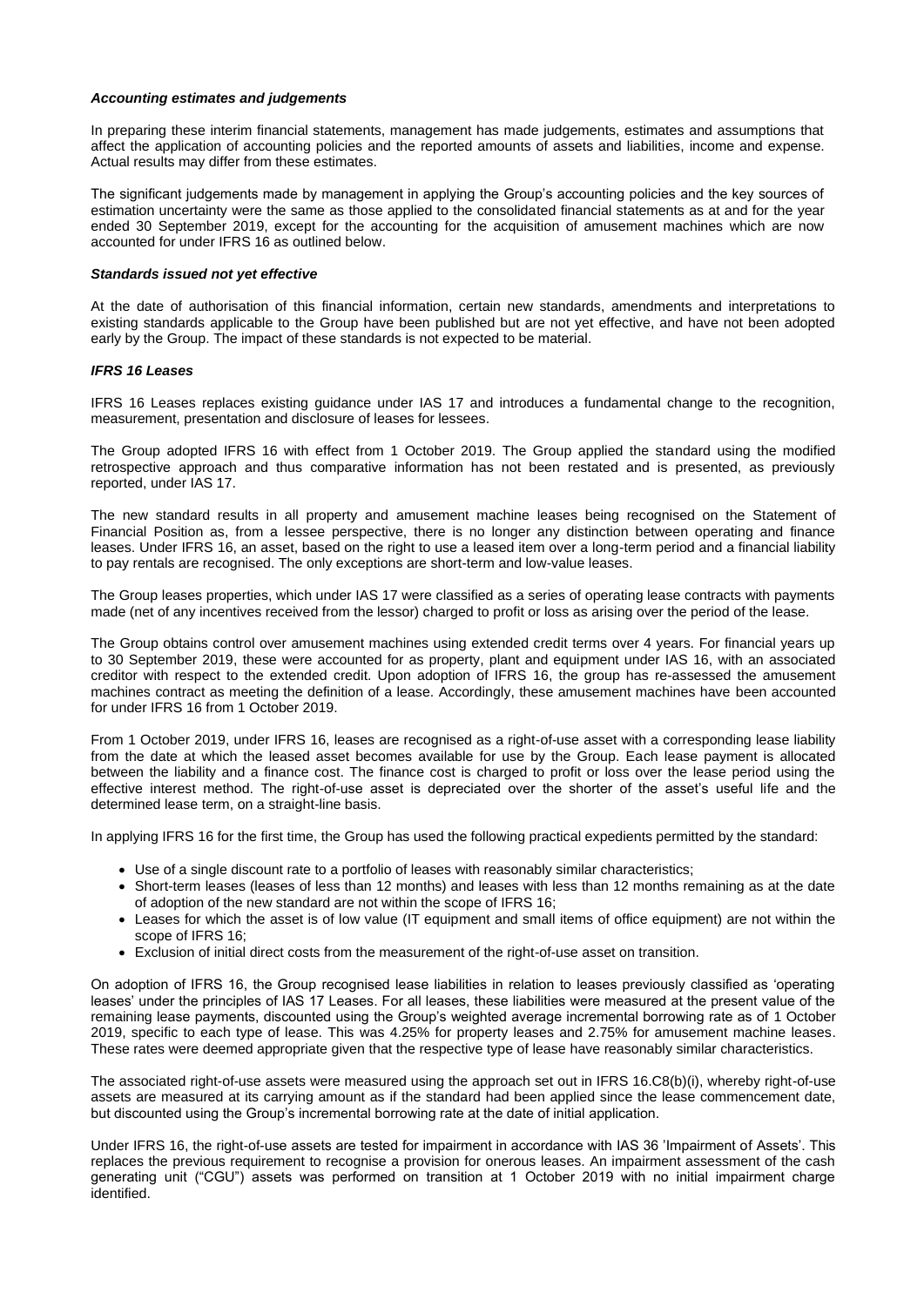### *Accounting estimates and judgements*

In preparing these interim financial statements, management has made judgements, estimates and assumptions that affect the application of accounting policies and the reported amounts of assets and liabilities, income and expense. Actual results may differ from these estimates.

The significant judgements made by management in applying the Group's accounting policies and the key sources of estimation uncertainty were the same as those applied to the consolidated financial statements as at and for the year ended 30 September 2019, except for the accounting for the acquisition of amusement machines which are now accounted for under IFRS 16 as outlined below.

### *Standards issued not yet effective*

At the date of authorisation of this financial information, certain new standards, amendments and interpretations to existing standards applicable to the Group have been published but are not yet effective, and have not been adopted early by the Group. The impact of these standards is not expected to be material.

### *IFRS 16 Leases*

IFRS 16 Leases replaces existing guidance under IAS 17 and introduces a fundamental change to the recognition, measurement, presentation and disclosure of leases for lessees.

The Group adopted IFRS 16 with effect from 1 October 2019. The Group applied the standard using the modified retrospective approach and thus comparative information has not been restated and is presented, as previously reported, under IAS 17.

The new standard results in all property and amusement machine leases being recognised on the Statement of Financial Position as, from a lessee perspective, there is no longer any distinction between operating and finance leases. Under IFRS 16, an asset, based on the right to use a leased item over a long-term period and a financial liability to pay rentals are recognised. The only exceptions are short-term and low-value leases.

The Group leases properties, which under IAS 17 were classified as a series of operating lease contracts with payments made (net of any incentives received from the lessor) charged to profit or loss as arising over the period of the lease.

The Group obtains control over amusement machines using extended credit terms over 4 years. For financial years up to 30 September 2019, these were accounted for as property, plant and equipment under IAS 16, with an associated creditor with respect to the extended credit. Upon adoption of IFRS 16, the group has re-assessed the amusement machines contract as meeting the definition of a lease. Accordingly, these amusement machines have been accounted for under IFRS 16 from 1 October 2019.

From 1 October 2019, under IFRS 16, leases are recognised as a right-of-use asset with a corresponding lease liability from the date at which the leased asset becomes available for use by the Group. Each lease payment is allocated between the liability and a finance cost. The finance cost is charged to profit or loss over the lease period using the effective interest method. The right-of-use asset is depreciated over the shorter of the asset's useful life and the determined lease term, on a straight-line basis.

In applying IFRS 16 for the first time, the Group has used the following practical expedients permitted by the standard:

- Use of a single discount rate to a portfolio of leases with reasonably similar characteristics;
- Short-term leases (leases of less than 12 months) and leases with less than 12 months remaining as at the date of adoption of the new standard are not within the scope of IFRS 16;
- Leases for which the asset is of low value (IT equipment and small items of office equipment) are not within the scope of IFRS 16;
- Exclusion of initial direct costs from the measurement of the right-of-use asset on transition.

On adoption of IFRS 16, the Group recognised lease liabilities in relation to leases previously classified as 'operating leases' under the principles of IAS 17 Leases. For all leases, these liabilities were measured at the present value of the remaining lease payments, discounted using the Group's weighted average incremental borrowing rate as of 1 October 2019, specific to each type of lease. This was 4.25% for property leases and 2.75% for amusement machine leases. These rates were deemed appropriate given that the respective type of lease have reasonably similar characteristics.

The associated right-of-use assets were measured using the approach set out in IFRS 16.C8(b)(i), whereby right-of-use assets are measured at its carrying amount as if the standard had been applied since the lease commencement date, but discounted using the Group's incremental borrowing rate at the date of initial application.

Under IFRS 16, the right-of-use assets are tested for impairment in accordance with IAS 36 'Impairment of Assets'. This replaces the previous requirement to recognise a provision for onerous leases. An impairment assessment of the cash generating unit ("CGU") assets was performed on transition at 1 October 2019 with no initial impairment charge identified.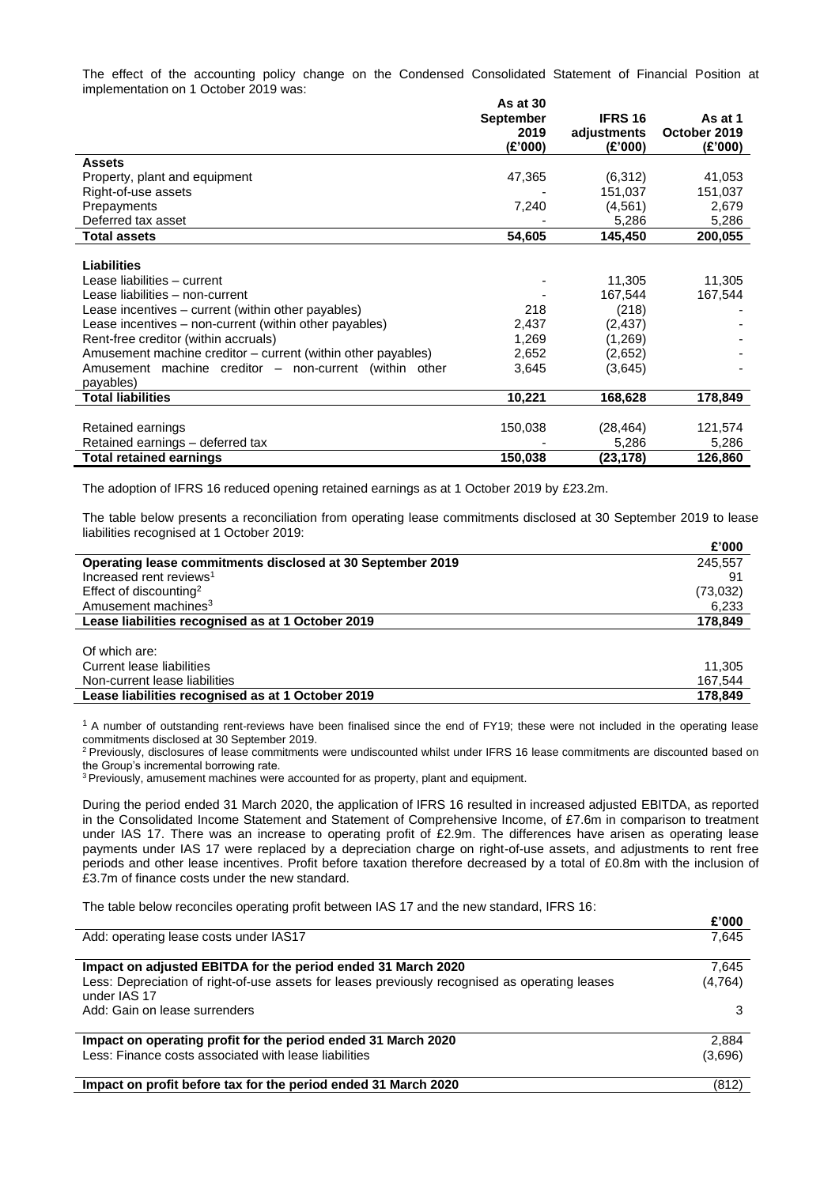The effect of the accounting policy change on the Condensed Consolidated Statement of Financial Position at implementation on 1 October 2019 was:

| | As at 30 September 2019 (£'000) | IFRS 16 adjustments (£'000) | As at 1 October 2019 (£'000) |
|---|---|---|---|
| **Assets** | | | |
| Property, plant and equipment | 47,365 | (6,312) | 41,053 |
| Right-of-use assets | - | 151,037 | 151,037 |
| Prepayments | 7,240 | (4,561) | 2,679 |
| Deferred tax asset | - | 5,286 | 5,286 |
| **Total assets** | **54,605** | **145,450** | **200,055** |
| | | | |
| **Liabilities** | | | |
| Lease liabilities – current | - | 11,305 | 11,305 |
| Lease liabilities – non-current | - | 167,544 | 167,544 |
| Lease incentives – current (within other payables) | 218 | (218) | - |
| Lease incentives – non-current (within other payables) | 2,437 | (2,437) | - |
| Rent-free creditor (within accruals) | 1,269 | (1,269) | - |
| Amusement machine creditor – current (within other payables) | 2,652 | (2,652) | - |
| Amusement machine creditor – non-current (within other payables) | 3,645 | (3,645) | - |
| **Total liabilities** | **10,221** | **168,628** | **178,849** |
| | | | |
| Retained earnings | 150,038 | (28,464) | 121,574 |
| Retained earnings – deferred tax | - | 5,286 | 5,286 |
| **Total retained earnings** | **150,038** | **(23,178)** | **126,860** |

The adoption of IFRS 16 reduced opening retained earnings as at 1 October 2019 by £23.2m.

The table below presents a reconciliation from operating lease commitments disclosed at 30 September 2019 to lease liabilities recognised at 1 October 2019:

| | £'000 |
|---|---|
| **Operating lease commitments disclosed at 30 September 2019** | 245,557 |
| Increased rent reviews[1] | 91 |
| Effect of discounting[2] | (73,032) |
| Amusement machines[3] | 6,233 |
| **Lease liabilities recognised as at 1 October 2019** | **178,849** |
| | |
| Of which are: | |
| Current lease liabilities | 11,305 |
| Non-current lease liabilities | 167,544 |
| **Lease liabilities recognised as at 1 October 2019** | **178,849** |

[1] A number of outstanding rent-reviews have been finalised since the end of FY19; these were not included in the operating lease commitments disclosed at 30 September 2019.

[2] Previously, disclosures of lease commitments were undiscounted whilst under IFRS 16 lease commitments are discounted based on the Group's incremental borrowing rate.

[3] Previously, amusement machines were accounted for as property, plant and equipment.

During the period ended 31 March 2020, the application of IFRS 16 resulted in increased adjusted EBITDA, as reported in the Consolidated Income Statement and Statement of Comprehensive Income, of £7.6m in comparison to treatment under IAS 17. There was an increase to operating profit of £2.9m. The differences have arisen as operating lease payments under IAS 17 were replaced by a depreciation charge on right-of-use assets, and adjustments to rent free periods and other lease incentives. Profit before taxation therefore decreased by a total of £0.8m with the inclusion of £3.7m of finance costs under the new standard.

The table below reconciles operating profit between IAS 17 and the new standard, IFRS 16:

| | £'000 |
|---|---|
| Add: operating lease costs under IAS17 | 7,645 |
| | |
| **Impact on adjusted EBITDA for the period ended 31 March 2020** | 7,645 |
| Less: Depreciation of right-of-use assets for leases previously recognised as operating leases under IAS 17 | (4,764) |
| Add: Gain on lease surrenders | 3 |
| | |
| **Impact on operating profit for the period ended 31 March 2020** | 2,884 |
| Less: Finance costs associated with lease liabilities | (3,696) |
| | |
| **Impact on profit before tax for the period ended 31 March 2020** | (812) |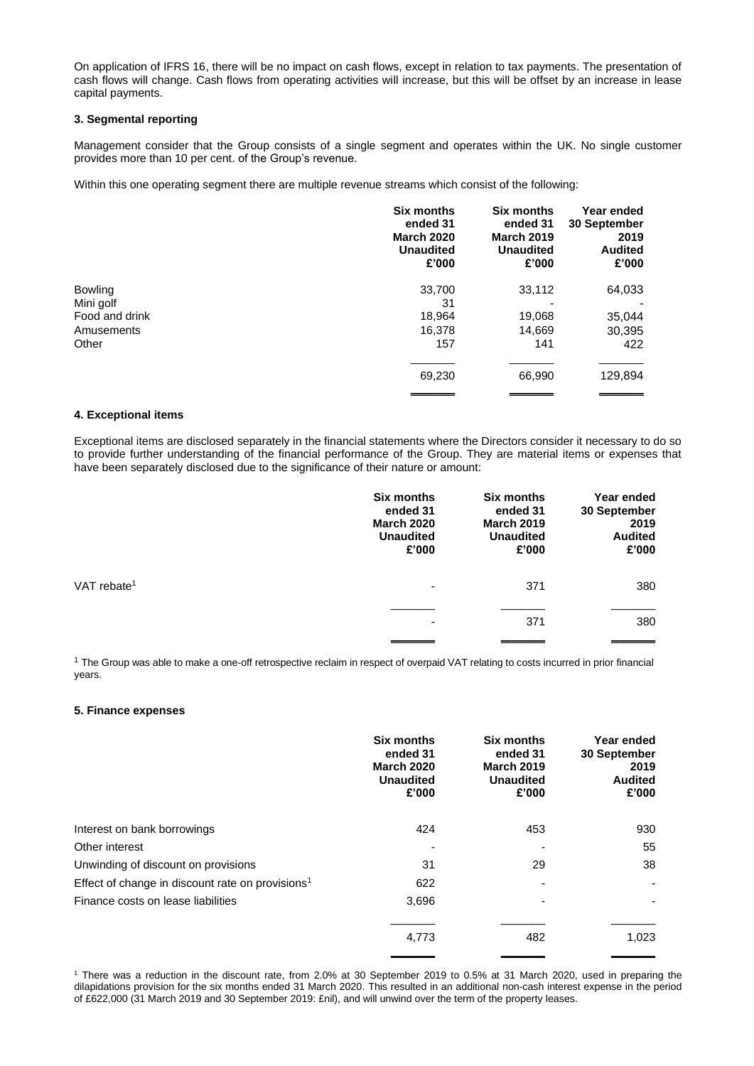On application of IFRS 16, there will be no impact on cash flows, except in relation to tax payments. The presentation of cash flows will change. Cash flows from operating activities will increase, but this will be offset by an increase in lease capital payments.

**3. Segmental reporting**

Management consider that the Group consists of a single segment and operates within the UK. No single customer provides more than 10 per cent. of the Group's revenue.

Within this one operating segment there are multiple revenue streams which consist of the following:

| | Six months ended 31 March 2020 Unaudited £'000 | Six months ended 31 March 2019 Unaudited £'000 | Year ended 30 September 2019 Audited £'000 |
|---|---|---|---|
| Bowling | 33,700 | 33,112 | 64,033 |
| Mini golf | 31 | - | - |
| Food and drink | 18,964 | 19,068 | 35,044 |
| Amusements | 16,378 | 14,669 | 30,395 |
| Other | 157 | 141 | 422 |
| | 69,230 | 66,990 | 129,894 |

**4. Exceptional items**

Exceptional items are disclosed separately in the financial statements where the Directors consider it necessary to do so to provide further understanding of the financial performance of the Group. They are material items or expenses that have been separately disclosed due to the significance of their nature or amount:

| | Six months ended 31 March 2020 Unaudited £'000 | Six months ended 31 March 2019 Unaudited £'000 | Year ended 30 September 2019 Audited £'000 |
|---|---|---|---|
| VAT rebate[1] | - | 371 | 380 |
| | - | 371 | 380 |

[1] The Group was able to make a one-off retrospective reclaim in respect of overpaid VAT relating to costs incurred in prior financial years.

**5. Finance expenses**

| | Six months ended 31 March 2020 Unaudited £'000 | Six months ended 31 March 2019 Unaudited £'000 | Year ended 30 September 2019 Audited £'000 |
|---|---|---|---|
| Interest on bank borrowings | 424 | 453 | 930 |
| Other interest | - | - | 55 |
| Unwinding of discount on provisions | 31 | 29 | 38 |
| Effect of change in discount rate on provisions[1] | 622 | - | - |
| Finance costs on lease liabilities | 3,696 | - | - |
| | 4,773 | 482 | 1,023 |

[1] There was a reduction in the discount rate, from 2.0% at 30 September 2019 to 0.5% at 31 March 2020, used in preparing the dilapidations provision for the six months ended 31 March 2020. This resulted in an additional non-cash interest expense in the period of £622,000 (31 March 2019 and 30 September 2019: £nil), and will unwind over the term of the property leases.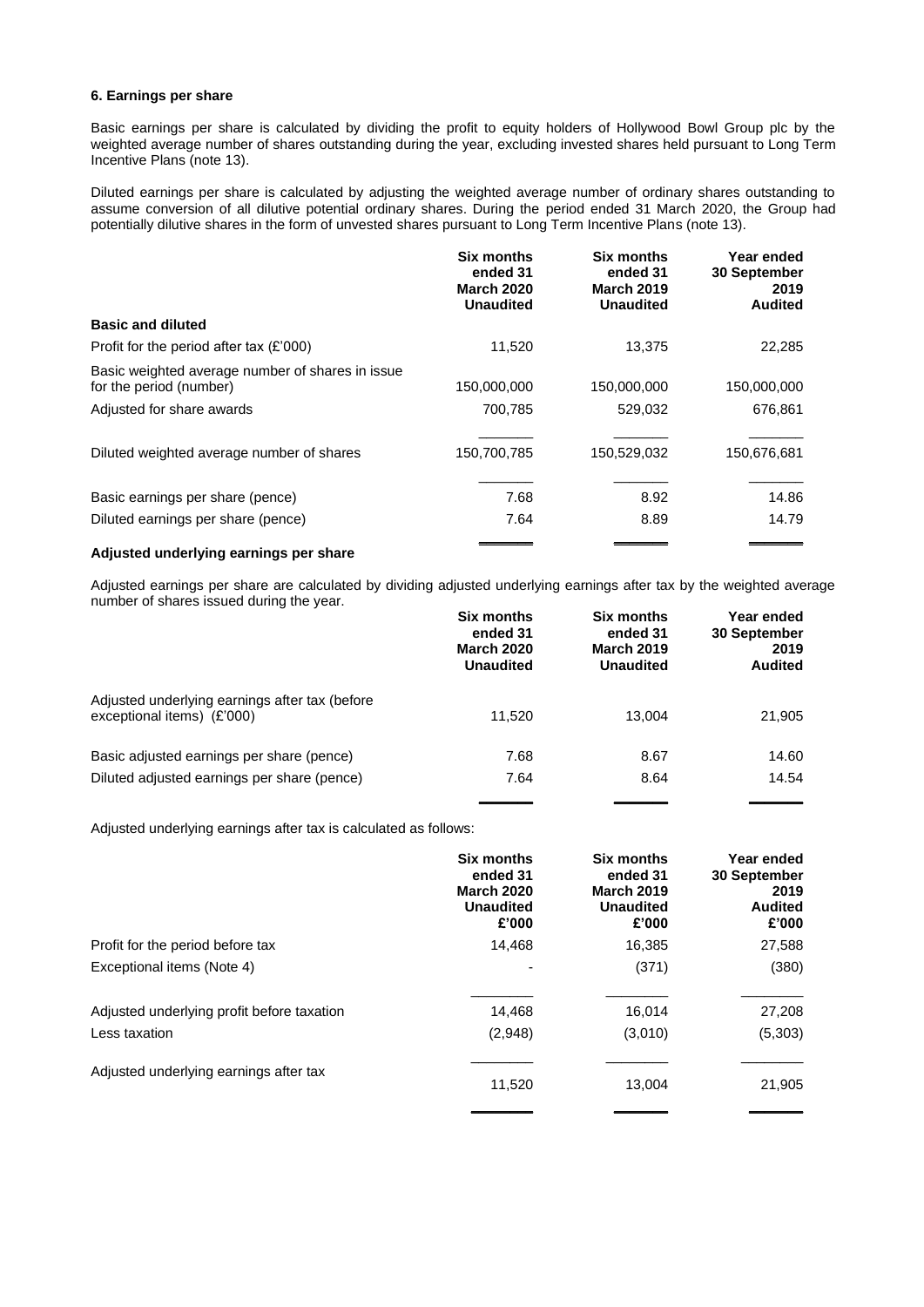### 6. Earnings per share

Basic earnings per share is calculated by dividing the profit to equity holders of Hollywood Bowl Group plc by the weighted average number of shares outstanding during the year, excluding invested shares held pursuant to Long Term Incentive Plans (note 13).

Diluted earnings per share is calculated by adjusting the weighted average number of ordinary shares outstanding to assume conversion of all dilutive potential ordinary shares. During the period ended 31 March 2020, the Group had potentially dilutive shares in the form of unvested shares pursuant to Long Term Incentive Plans (note 13).

| | Six months ended 31 March 2020 Unaudited | Six months ended 31 March 2019 Unaudited | Year ended 30 September 2019 Audited |
|---|---|---|---|
| **Basic and diluted** | | | |
| Profit for the period after tax (£'000) | 11,520 | 13,375 | 22,285 |
| Basic weighted average number of shares in issue for the period (number) | 150,000,000 | 150,000,000 | 150,000,000 |
| Adjusted for share awards | 700,785 | 529,032 | 676,861 |
| Diluted weighted average number of shares | 150,700,785 | 150,529,032 | 150,676,681 |
| Basic earnings per share (pence) | 7.68 | 8.92 | 14.86 |
| Diluted earnings per share (pence) | 7.64 | 8.89 | 14.79 |

**Adjusted underlying earnings per share**

Adjusted earnings per share are calculated by dividing adjusted underlying earnings after tax by the weighted average number of shares issued during the year.

| | Six months ended 31 March 2020 Unaudited | Six months ended 31 March 2019 Unaudited | Year ended 30 September 2019 Audited |
|---|---|---|---|
| Adjusted underlying earnings after tax (before exceptional items) (£'000) | 11,520 | 13,004 | 21,905 |
| Basic adjusted earnings per share (pence) | 7.68 | 8.67 | 14.60 |
| Diluted adjusted earnings per share (pence) | 7.64 | 8.64 | 14.54 |

Adjusted underlying earnings after tax is calculated as follows:

| | Six months ended 31 March 2020 Unaudited £'000 | Six months ended 31 March 2019 Unaudited £'000 | Year ended 30 September 2019 Audited £'000 |
|---|---|---|---|
| Profit for the period before tax | 14,468 | 16,385 | 27,588 |
| Exceptional items (Note 4) | - | (371) | (380) |
| Adjusted underlying profit before taxation | 14,468 | 16,014 | 27,208 |
| Less taxation | (2,948) | (3,010) | (5,303) |
| Adjusted underlying earnings after tax | 11,520 | 13,004 | 21,905 |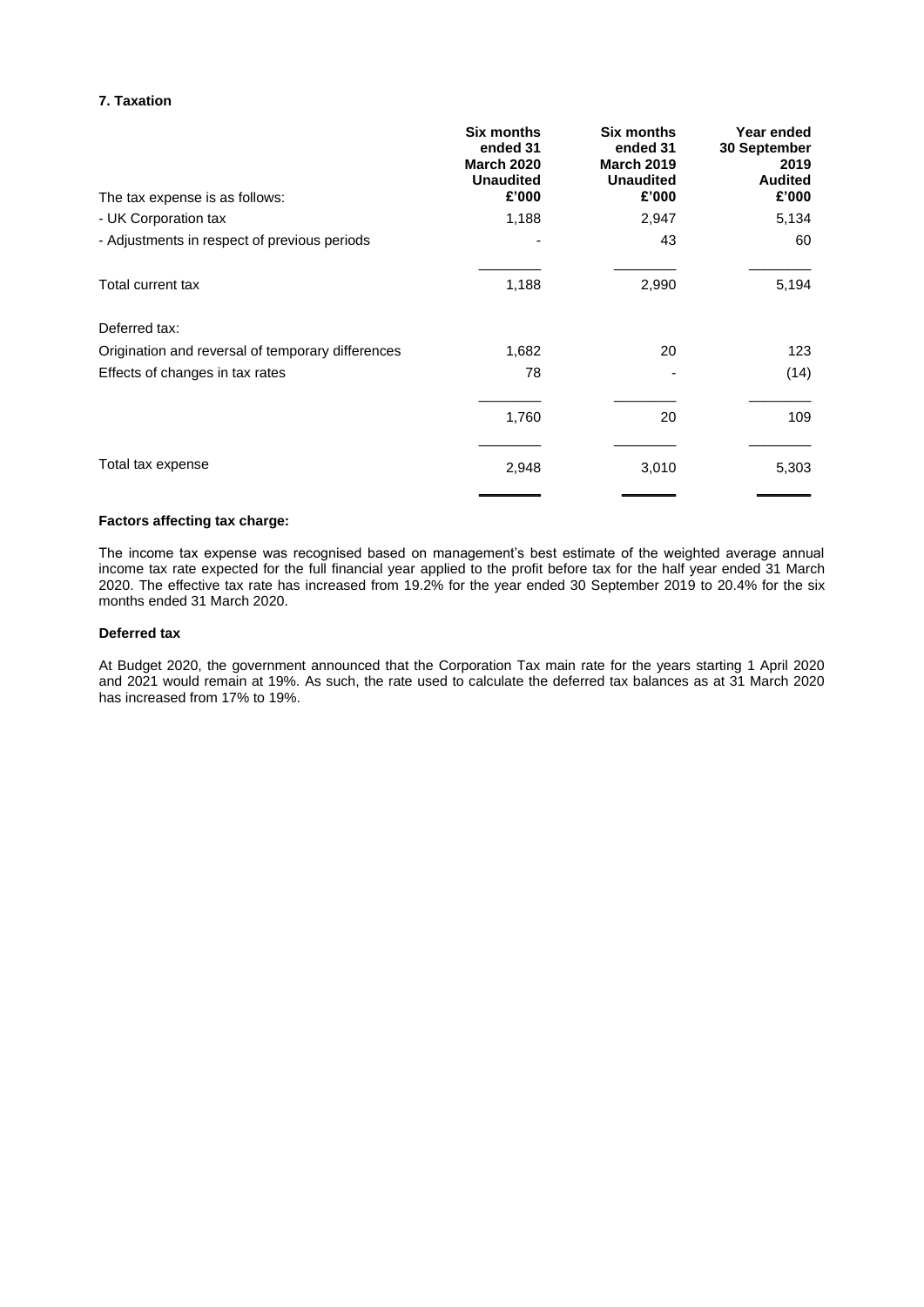### 7. Taxation

| The tax expense is as follows: | Six months ended 31 March 2020 Unaudited £'000 | Six months ended 31 March 2019 Unaudited £'000 | Year ended 30 September 2019 Audited £'000 |
|---|---|---|---|
| - UK Corporation tax | 1,188 | 2,947 | 5,134 |
| - Adjustments in respect of previous periods | - | 43 | 60 |
| Total current tax | 1,188 | 2,990 | 5,194 |
| Deferred tax: | | | |
| Origination and reversal of temporary differences | 1,682 | 20 | 123 |
| Effects of changes in tax rates | 78 | - | (14) |
| | 1,760 | 20 | 109 |
| Total tax expense | 2,948 | 3,010 | 5,303 |

**Factors affecting tax charge:**

The income tax expense was recognised based on management's best estimate of the weighted average annual income tax rate expected for the full financial year applied to the profit before tax for the half year ended 31 March 2020. The effective tax rate has increased from 19.2% for the year ended 30 September 2019 to 20.4% for the six months ended 31 March 2020.

**Deferred tax**

At Budget 2020, the government announced that the Corporation Tax main rate for the years starting 1 April 2020 and 2021 would remain at 19%. As such, the rate used to calculate the deferred tax balances as at 31 March 2020 has increased from 17% to 19%.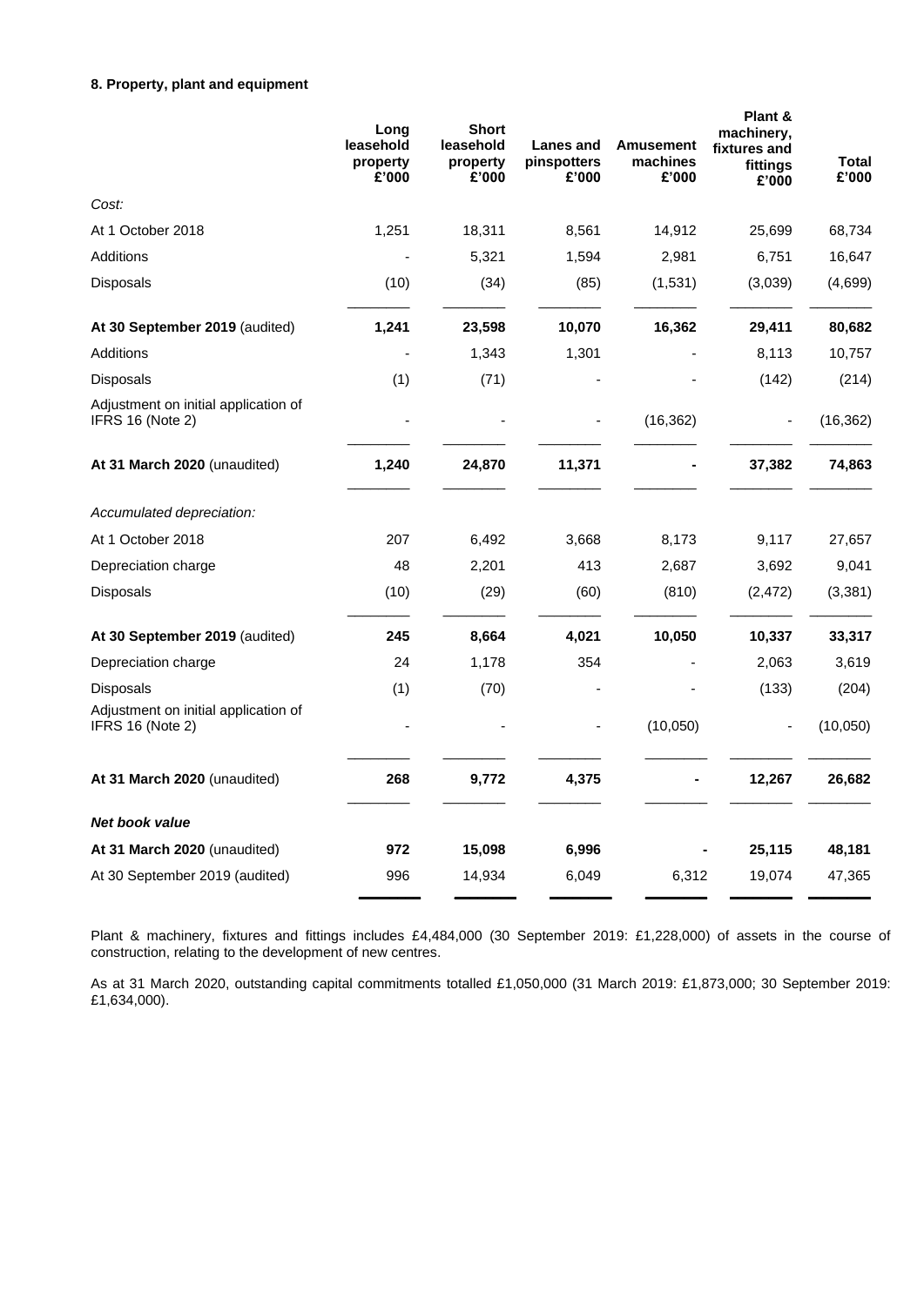### 8. Property, plant and equipment

| | Long leasehold property £'000 | Short leasehold property £'000 | Lanes and pinspotters £'000 | Amusement machines £'000 | Plant & machinery, fixtures and fittings £'000 | Total £'000 |
|---|---|---|---|---|---|---|
| *Cost:* | | | | | | |
| At 1 October 2018 | 1,251 | 18,311 | 8,561 | 14,912 | 25,699 | 68,734 |
| Additions | - | 5,321 | 1,594 | 2,981 | 6,751 | 16,647 |
| Disposals | (10) | (34) | (85) | (1,531) | (3,039) | (4,699) |
| **At 30 September 2019** (audited) | **1,241** | **23,598** | **10,070** | **16,362** | **29,411** | **80,682** |
| Additions | - | 1,343 | 1,301 | - | 8,113 | 10,757 |
| Disposals | (1) | (71) | - | - | (142) | (214) |
| Adjustment on initial application of IFRS 16 (Note 2) | - | - | - | (16,362) | - | (16,362) |
| **At 31 March 2020** (unaudited) | **1,240** | **24,870** | **11,371** | **-** | **37,382** | **74,863** |
| *Accumulated depreciation:* | | | | | | |
| At 1 October 2018 | 207 | 6,492 | 3,668 | 8,173 | 9,117 | 27,657 |
| Depreciation charge | 48 | 2,201 | 413 | 2,687 | 3,692 | 9,041 |
| Disposals | (10) | (29) | (60) | (810) | (2,472) | (3,381) |
| **At 30 September 2019** (audited) | **245** | **8,664** | **4,021** | **10,050** | **10,337** | **33,317** |
| Depreciation charge | 24 | 1,178 | 354 | - | 2,063 | 3,619 |
| Disposals | (1) | (70) | - | - | (133) | (204) |
| Adjustment on initial application of IFRS 16 (Note 2) | - | - | - | (10,050) | - | (10,050) |
| **At 31 March 2020** (unaudited) | **268** | **9,772** | **4,375** | **-** | **12,267** | **26,682** |
| ***Net book value*** | | | | | | |
| **At 31 March 2020** (unaudited) | **972** | **15,098** | **6,996** | **-** | **25,115** | **48,181** |
| At 30 September 2019 (audited) | 996 | 14,934 | 6,049 | 6,312 | 19,074 | 47,365 |

Plant & machinery, fixtures and fittings includes £4,484,000 (30 September 2019: £1,228,000) of assets in the course of construction, relating to the development of new centres.

As at 31 March 2020, outstanding capital commitments totalled £1,050,000 (31 March 2019: £1,873,000; 30 September 2019: £1,634,000).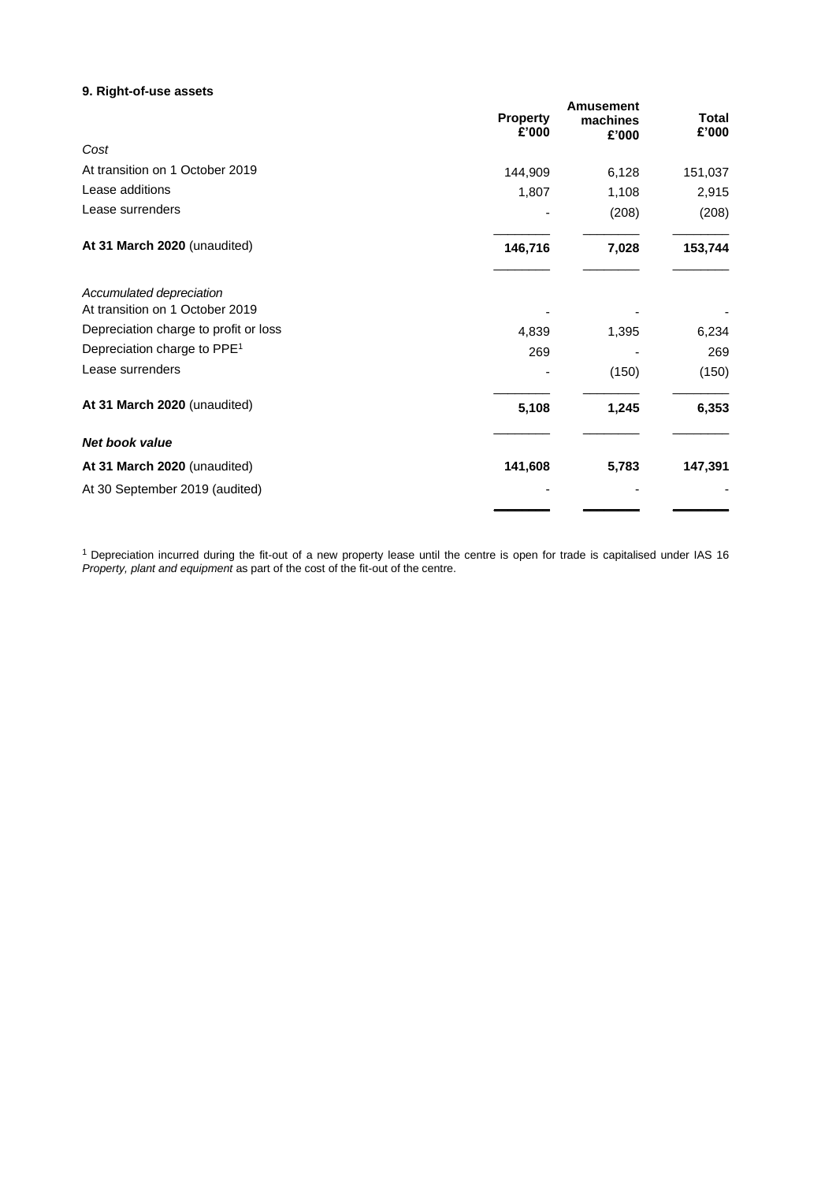### 9. Right-of-use assets

| | Property £'000 | Amusement machines £'000 | Total £'000 |
|---|---|---|---|
| *Cost* | | | |
| At transition on 1 October 2019 | 144,909 | 6,128 | 151,037 |
| Lease additions | 1,807 | 1,108 | 2,915 |
| Lease surrenders | - | (208) | (208) |
| **At 31 March 2020** (unaudited) | **146,716** | **7,028** | **153,744** |
| *Accumulated depreciation* | | | |
| At transition on 1 October 2019 | - | - | - |
| Depreciation charge to profit or loss | 4,839 | 1,395 | 6,234 |
| Depreciation charge to PPE[1] | 269 | - | 269 |
| Lease surrenders | - | (150) | (150) |
| **At 31 March 2020** (unaudited) | **5,108** | **1,245** | **6,353** |
| ***Net book value*** | | | |
| **At 31 March 2020** (unaudited) | **141,608** | **5,783** | **147,391** |
| At 30 September 2019 (audited) | - | - | - |

[1] Depreciation incurred during the fit-out of a new property lease until the centre is open for trade is capitalised under IAS 16 *Property, plant and equipment* as part of the cost of the fit-out of the centre.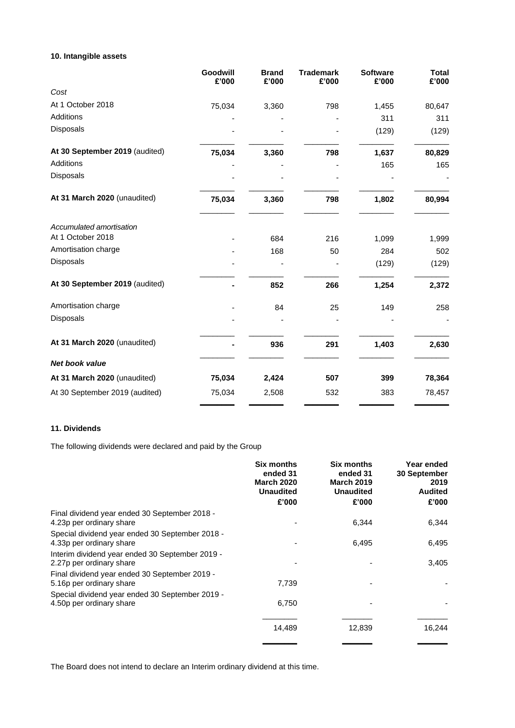### 10. Intangible assets

| | Goodwill £'000 | Brand £'000 | Trademark £'000 | Software £'000 | Total £'000 |
|---|---|---|---|---|---|
| *Cost* | | | | | |
| At 1 October 2018 | 75,034 | 3,360 | 798 | 1,455 | 80,647 |
| Additions | - | - | - | 311 | 311 |
| Disposals | - | - | - | (129) | (129) |
| **At 30 September 2019** (audited) | **75,034** | **3,360** | **798** | **1,637** | **80,829** |
| Additions | - | - | - | 165 | 165 |
| Disposals | - | - | - | - | - |
| **At 31 March 2020** (unaudited) | **75,034** | **3,360** | **798** | **1,802** | **80,994** |
| *Accumulated amortisation* | | | | | |
| At 1 October 2018 | - | 684 | 216 | 1,099 | 1,999 |
| Amortisation charge | - | 168 | 50 | 284 | 502 |
| Disposals | - | - | - | (129) | (129) |
| **At 30 September 2019** (audited) | **-** | **852** | **266** | **1,254** | **2,372** |
| Amortisation charge | - | 84 | 25 | 149 | 258 |
| Disposals | - | - | - | - | - |
| **At 31 March 2020** (unaudited) | **-** | **936** | **291** | **1,403** | **2,630** |
| ***Net book value*** | | | | | |
| **At 31 March 2020** (unaudited) | **75,034** | **2,424** | **507** | **399** | **78,364** |
| At 30 September 2019 (audited) | 75,034 | 2,508 | 532 | 383 | 78,457 |

### 11. Dividends

The following dividends were declared and paid by the Group

| | Six months ended 31 March 2020 Unaudited £'000 | Six months ended 31 March 2019 Unaudited £'000 | Year ended 30 September 2019 Audited £'000 |
|---|---|---|---|
| Final dividend year ended 30 September 2018 - 4.23p per ordinary share | - | 6,344 | 6,344 |
| Special dividend year ended 30 September 2018 - 4.33p per ordinary share | - | 6,495 | 6,495 |
| Interim dividend year ended 30 September 2019 - 2.27p per ordinary share | - | - | 3,405 |
| Final dividend year ended 30 September 2019 - 5.16p per ordinary share | 7,739 | - | - |
| Special dividend year ended 30 September 2019 - 4.50p per ordinary share | 6,750 | - | - |
| | 14,489 | 12,839 | 16,244 |

The Board does not intend to declare an Interim ordinary dividend at this time.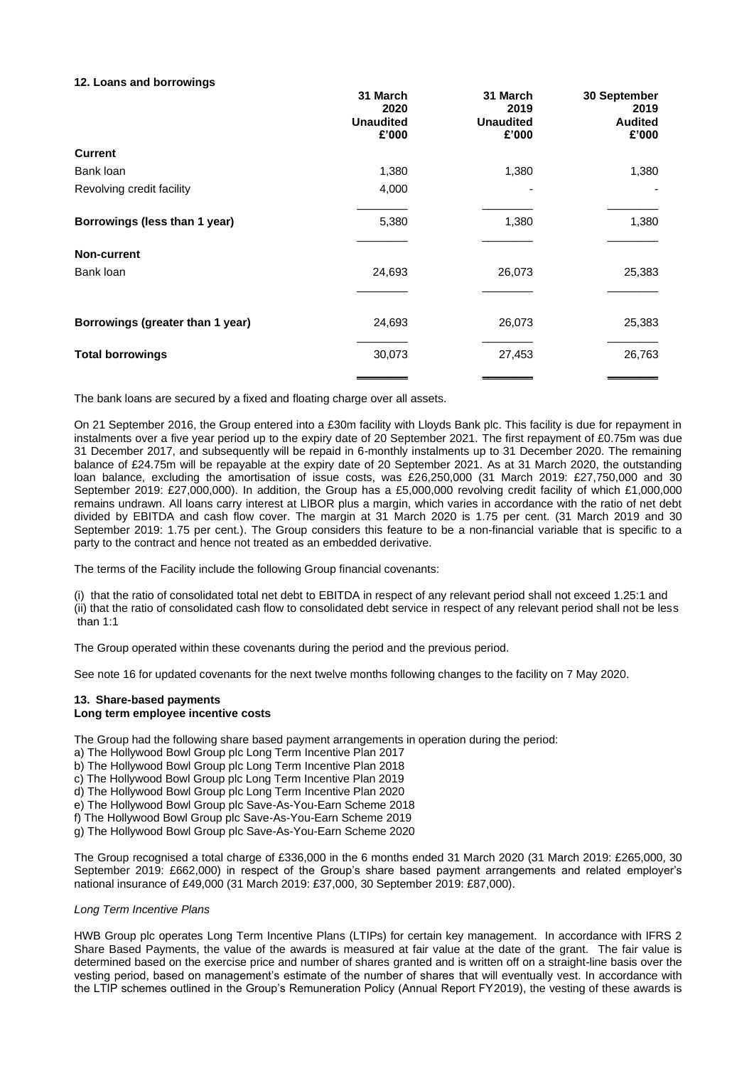#### 12. Loans and borrowings

| | 31 March 2020 Unaudited £'000 | 31 March 2019 Unaudited £'000 | 30 September 2019 Audited £'000 |
|---|---|---|---|
| **Current** | | | |
| Bank loan | 1,380 | 1,380 | 1,380 |
| Revolving credit facility | 4,000 | - | - |
| **Borrowings (less than 1 year)** | 5,380 | 1,380 | 1,380 |
| **Non-current** | | | |
| Bank loan | 24,693 | 26,073 | 25,383 |
| **Borrowings (greater than 1 year)** | 24,693 | 26,073 | 25,383 |
| **Total borrowings** | 30,073 | 27,453 | 26,763 |

The bank loans are secured by a fixed and floating charge over all assets.

On 21 September 2016, the Group entered into a £30m facility with Lloyds Bank plc. This facility is due for repayment in instalments over a five year period up to the expiry date of 20 September 2021. The first repayment of £0.75m was due 31 December 2017, and subsequently will be repaid in 6-monthly instalments up to 31 December 2020. The remaining balance of £24.75m will be repayable at the expiry date of 20 September 2021. As at 31 March 2020, the outstanding loan balance, excluding the amortisation of issue costs, was £26,250,000 (31 March 2019: £27,750,000 and 30 September 2019: £27,000,000). In addition, the Group has a £5,000,000 revolving credit facility of which £1,000,000 remains undrawn. All loans carry interest at LIBOR plus a margin, which varies in accordance with the ratio of net debt divided by EBITDA and cash flow cover. The margin at 31 March 2020 is 1.75 per cent. (31 March 2019 and 30 September 2019: 1.75 per cent.). The Group considers this feature to be a non-financial variable that is specific to a party to the contract and hence not treated as an embedded derivative.

The terms of the Facility include the following Group financial covenants:

(i) that the ratio of consolidated total net debt to EBITDA in respect of any relevant period shall not exceed 1.25:1 and
(ii) that the ratio of consolidated cash flow to consolidated debt service in respect of any relevant period shall not be less than 1:1

The Group operated within these covenants during the period and the previous period.

See note 16 for updated covenants for the next twelve months following changes to the facility on 7 May 2020.

#### 13. Share-based payments
**Long term employee incentive costs**

The Group had the following share based payment arrangements in operation during the period:
a) The Hollywood Bowl Group plc Long Term Incentive Plan 2017
b) The Hollywood Bowl Group plc Long Term Incentive Plan 2018
c) The Hollywood Bowl Group plc Long Term Incentive Plan 2019
d) The Hollywood Bowl Group plc Long Term Incentive Plan 2020
e) The Hollywood Bowl Group plc Save-As-You-Earn Scheme 2018
f) The Hollywood Bowl Group plc Save-As-You-Earn Scheme 2019
g) The Hollywood Bowl Group plc Save-As-You-Earn Scheme 2020

The Group recognised a total charge of £336,000 in the 6 months ended 31 March 2020 (31 March 2019: £265,000, 30 September 2019: £662,000) in respect of the Group's share based payment arrangements and related employer's national insurance of £49,000 (31 March 2019: £37,000, 30 September 2019: £87,000).

*Long Term Incentive Plans*

HWB Group plc operates Long Term Incentive Plans (LTIPs) for certain key management. In accordance with IFRS 2 Share Based Payments, the value of the awards is measured at fair value at the date of the grant. The fair value is determined based on the exercise price and number of shares granted and is written off on a straight-line basis over the vesting period, based on management's estimate of the number of shares that will eventually vest. In accordance with the LTIP schemes outlined in the Group's Remuneration Policy (Annual Report FY2019), the vesting of these awards is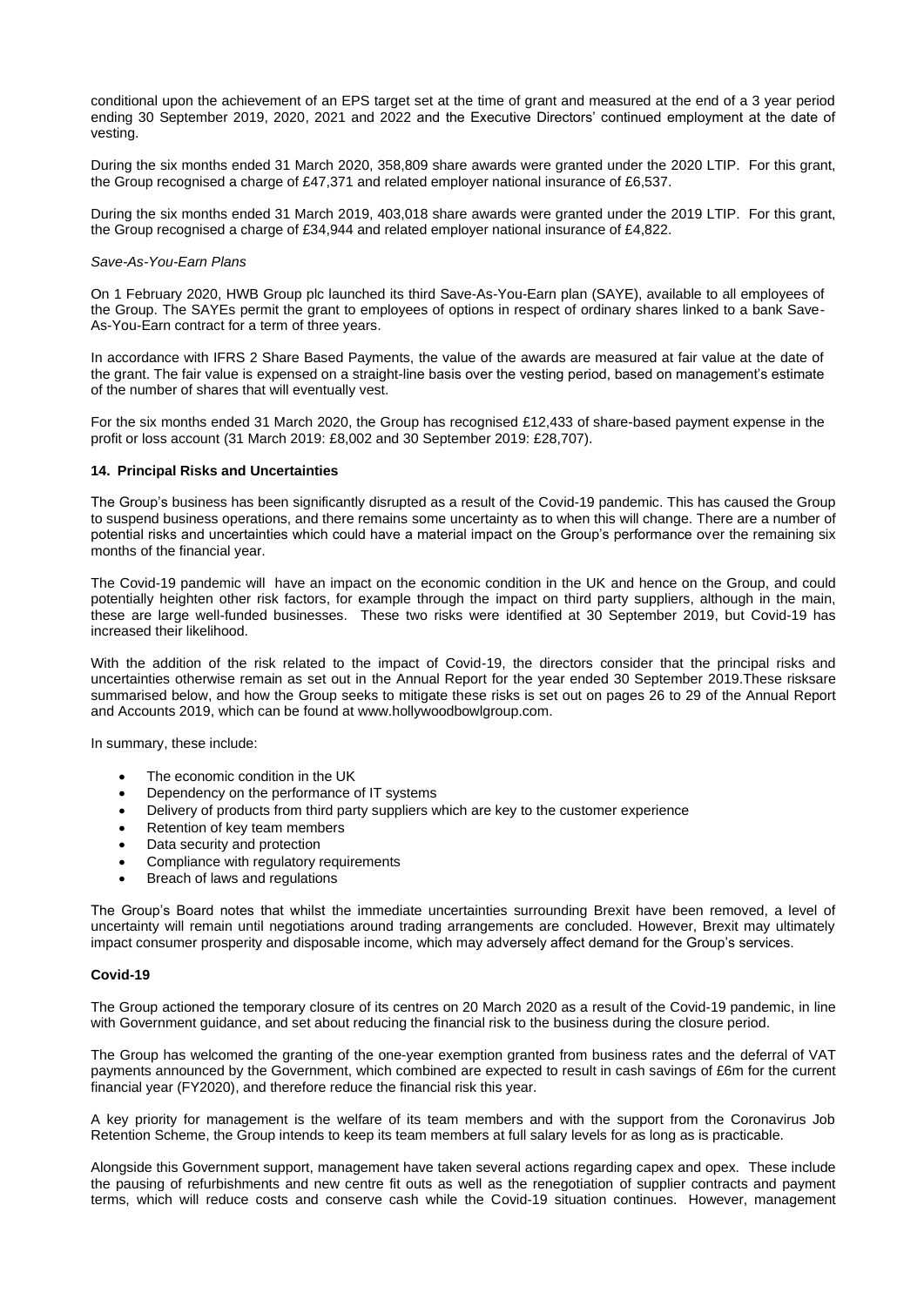conditional upon the achievement of an EPS target set at the time of grant and measured at the end of a 3 year period ending 30 September 2019, 2020, 2021 and 2022 and the Executive Directors' continued employment at the date of vesting.

During the six months ended 31 March 2020, 358,809 share awards were granted under the 2020 LTIP. For this grant, the Group recognised a charge of £47,371 and related employer national insurance of £6,537.

During the six months ended 31 March 2019, 403,018 share awards were granted under the 2019 LTIP. For this grant, the Group recognised a charge of £34,944 and related employer national insurance of £4,822.

*Save-As-You-Earn Plans*

On 1 February 2020, HWB Group plc launched its third Save-As-You-Earn plan (SAYE), available to all employees of the Group. The SAYEs permit the grant to employees of options in respect of ordinary shares linked to a bank Save-As-You-Earn contract for a term of three years.

In accordance with IFRS 2 Share Based Payments, the value of the awards are measured at fair value at the date of the grant. The fair value is expensed on a straight-line basis over the vesting period, based on management's estimate of the number of shares that will eventually vest.

For the six months ended 31 March 2020, the Group has recognised £12,433 of share-based payment expense in the profit or loss account (31 March 2019: £8,002 and 30 September 2019: £28,707).

**14. Principal Risks and Uncertainties**

The Group's business has been significantly disrupted as a result of the Covid-19 pandemic. This has caused the Group to suspend business operations, and there remains some uncertainty as to when this will change. There are a number of potential risks and uncertainties which could have a material impact on the Group's performance over the remaining six months of the financial year.

The Covid-19 pandemic will have an impact on the economic condition in the UK and hence on the Group, and could potentially heighten other risk factors, for example through the impact on third party suppliers, although in the main, these are large well-funded businesses. These two risks were identified at 30 September 2019, but Covid-19 has increased their likelihood.

With the addition of the risk related to the impact of Covid-19, the directors consider that the principal risks and uncertainties otherwise remain as set out in the Annual Report for the year ended 30 September 2019.These risksare summarised below, and how the Group seeks to mitigate these risks is set out on pages 26 to 29 of the Annual Report and Accounts 2019, which can be found at www.hollywoodbowlgroup.com.

In summary, these include:

- The economic condition in the UK
- Dependency on the performance of IT systems
- Delivery of products from third party suppliers which are key to the customer experience
- Retention of key team members
- Data security and protection
- Compliance with regulatory requirements
- Breach of laws and regulations

The Group's Board notes that whilst the immediate uncertainties surrounding Brexit have been removed, a level of uncertainty will remain until negotiations around trading arrangements are concluded. However, Brexit may ultimately impact consumer prosperity and disposable income, which may adversely affect demand for the Group's services.

**Covid-19**

The Group actioned the temporary closure of its centres on 20 March 2020 as a result of the Covid-19 pandemic, in line with Government guidance, and set about reducing the financial risk to the business during the closure period.

The Group has welcomed the granting of the one-year exemption granted from business rates and the deferral of VAT payments announced by the Government, which combined are expected to result in cash savings of £6m for the current financial year (FY2020), and therefore reduce the financial risk this year.

A key priority for management is the welfare of its team members and with the support from the Coronavirus Job Retention Scheme, the Group intends to keep its team members at full salary levels for as long as is practicable.

Alongside this Government support, management have taken several actions regarding capex and opex. These include the pausing of refurbishments and new centre fit outs as well as the renegotiation of supplier contracts and payment terms, which will reduce costs and conserve cash while the Covid-19 situation continues. However, management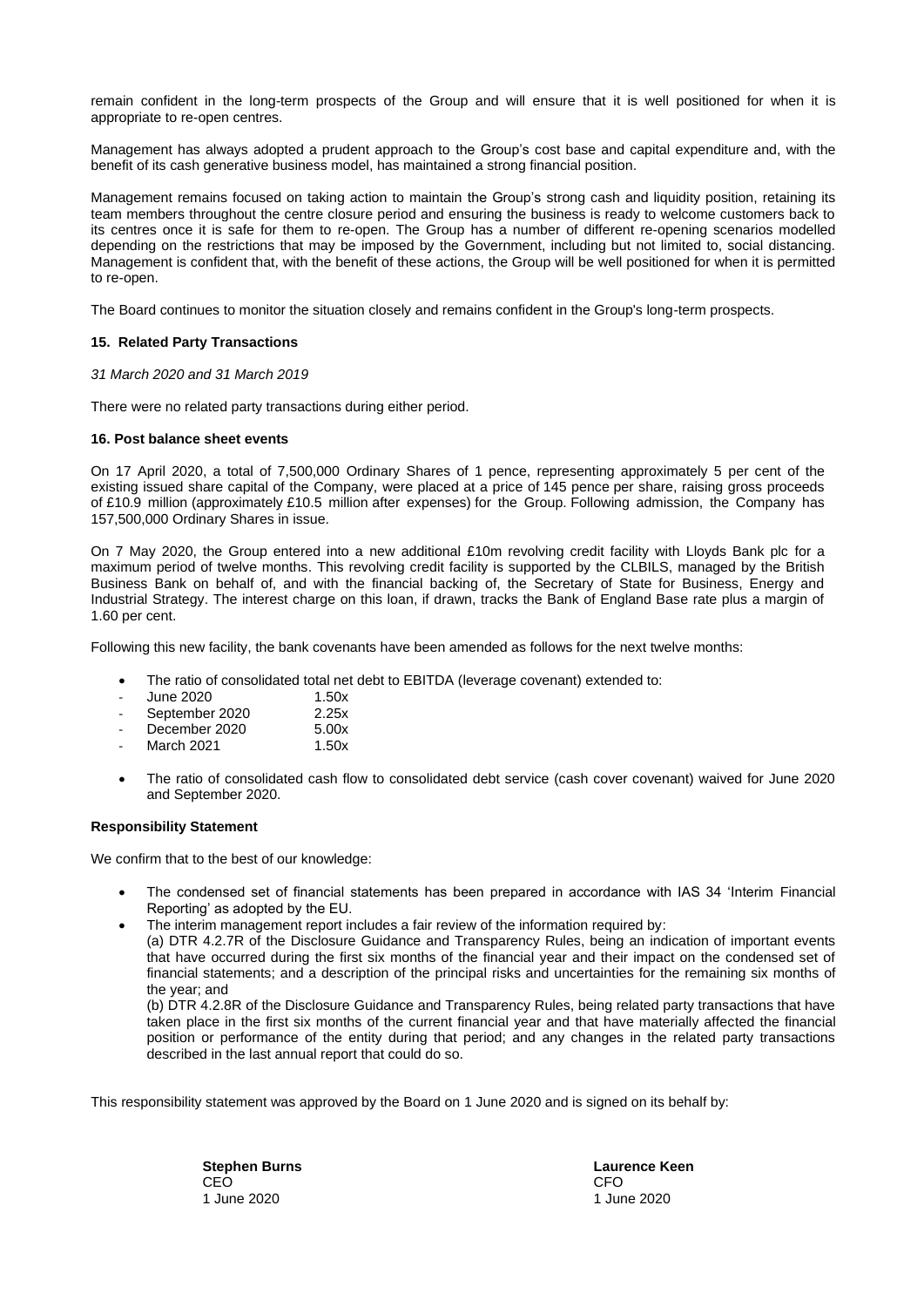remain confident in the long-term prospects of the Group and will ensure that it is well positioned for when it is appropriate to re-open centres.

Management has always adopted a prudent approach to the Group's cost base and capital expenditure and, with the benefit of its cash generative business model, has maintained a strong financial position.

Management remains focused on taking action to maintain the Group's strong cash and liquidity position, retaining its team members throughout the centre closure period and ensuring the business is ready to welcome customers back to its centres once it is safe for them to re-open. The Group has a number of different re-opening scenarios modelled depending on the restrictions that may be imposed by the Government, including but not limited to, social distancing. Management is confident that, with the benefit of these actions, the Group will be well positioned for when it is permitted to re-open.

The Board continues to monitor the situation closely and remains confident in the Group's long-term prospects.

### 15. Related Party Transactions

*31 March 2020 and 31 March 2019*

There were no related party transactions during either period.

### 16. Post balance sheet events

On 17 April 2020, a total of 7,500,000 Ordinary Shares of 1 pence, representing approximately 5 per cent of the existing issued share capital of the Company, were placed at a price of 145 pence per share, raising gross proceeds of £10.9 million (approximately £10.5 million after expenses) for the Group. Following admission, the Company has 157,500,000 Ordinary Shares in issue.

On 7 May 2020, the Group entered into a new additional £10m revolving credit facility with Lloyds Bank plc for a maximum period of twelve months. This revolving credit facility is supported by the CLBILS, managed by the British Business Bank on behalf of, and with the financial backing of, the Secretary of State for Business, Energy and Industrial Strategy. The interest charge on this loan, if drawn, tracks the Bank of England Base rate plus a margin of 1.60 per cent.

Following this new facility, the bank covenants have been amended as follows for the next twelve months:

- The ratio of consolidated total net debt to EBITDA (leverage covenant) extended to:
  - June 2020 1.50x
  - September 2020 2.25x
  - December 2020 5.00x
  - March 2021 1.50x

- The ratio of consolidated cash flow to consolidated debt service (cash cover covenant) waived for June 2020 and September 2020.

### Responsibility Statement

We confirm that to the best of our knowledge:

- The condensed set of financial statements has been prepared in accordance with IAS 34 'Interim Financial Reporting' as adopted by the EU.
- The interim management report includes a fair review of the information required by:
  (a) DTR 4.2.7R of the Disclosure Guidance and Transparency Rules, being an indication of important events that have occurred during the first six months of the financial year and their impact on the condensed set of financial statements; and a description of the principal risks and uncertainties for the remaining six months of the year; and
  (b) DTR 4.2.8R of the Disclosure Guidance and Transparency Rules, being related party transactions that have taken place in the first six months of the current financial year and that have materially affected the financial position or performance of the entity during that period; and any changes in the related party transactions described in the last annual report that could do so.

This responsibility statement was approved by the Board on 1 June 2020 and is signed on its behalf by:

**Stephen Burns**
CEO
1 June 2020

**Laurence Keen**
CFO
1 June 2020